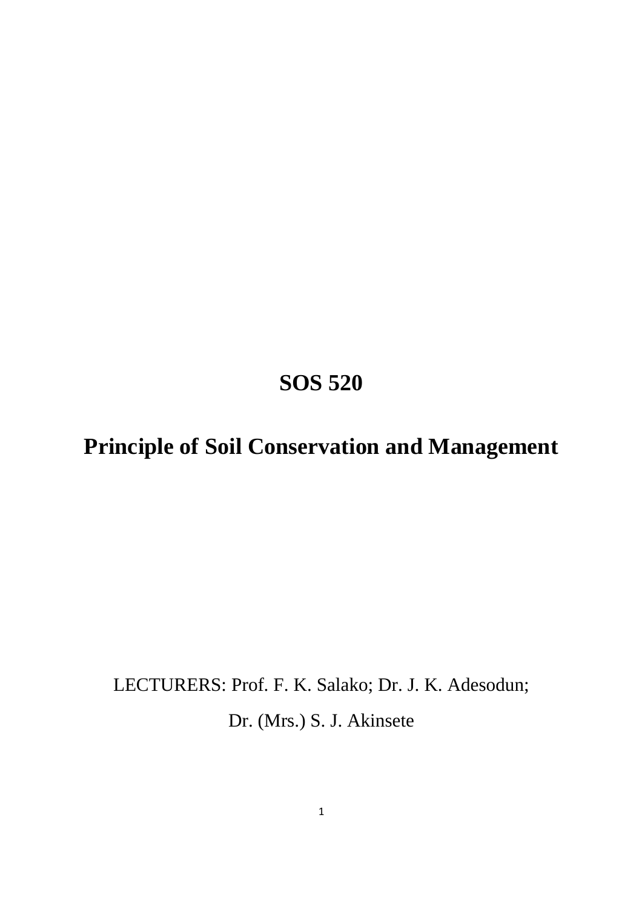# SOS 520

# Principle of Soil Conservation and Management

LECTURERS: Prof. F. K. Salako; Dr. J. K. Adesodun;

Dr. (Mrs.) S. J. Akinsete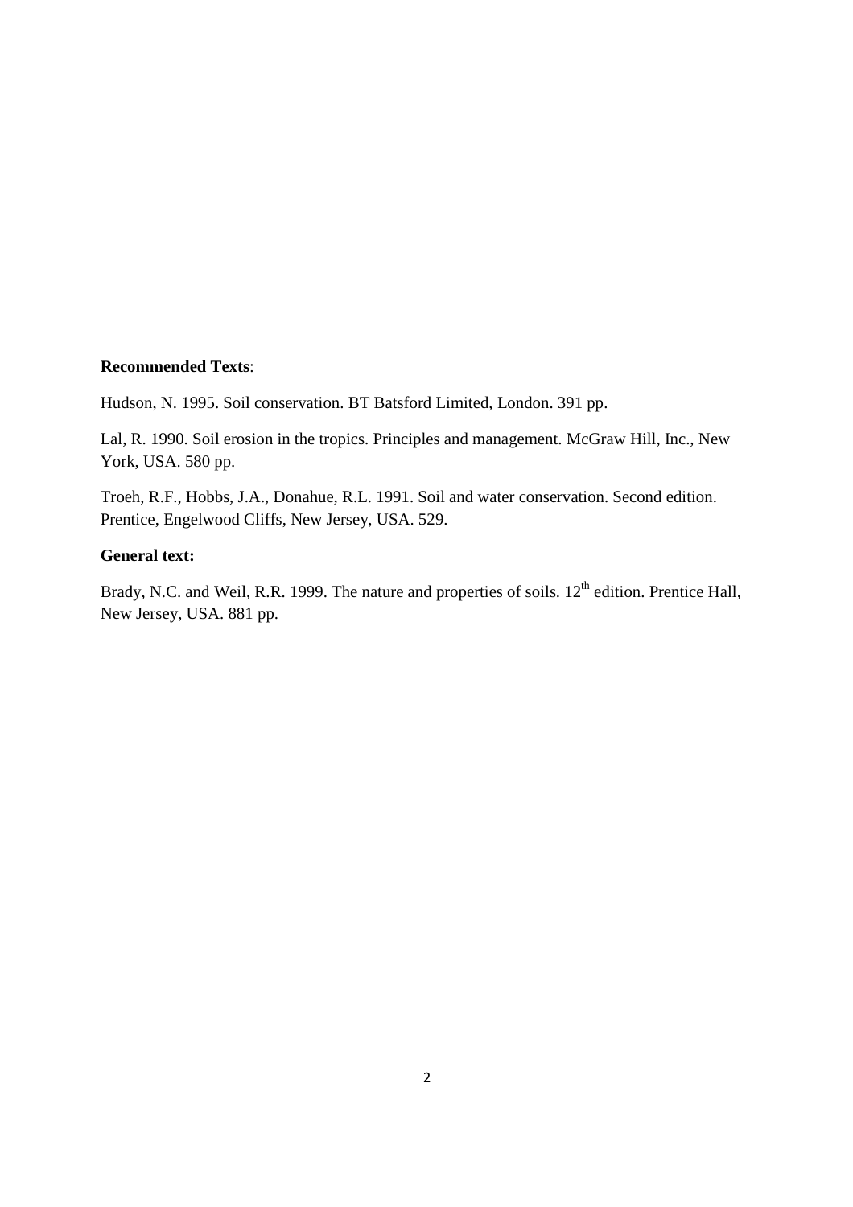**Recommended Texts**:

Hudson, N. 1995. Soil conservation. BT Batsford Limited, London. 391 pp.

Lal, R. 1990. Soil erosion in the tropics. Principles and management. McGraw Hill, Inc., New York, USA. 580 pp.

Troeh, R.F., Hobbs, J.A., Donahue, R.L. 1991. Soil and water conservation. Second edition. Prentice, Engelwood Cliffs, New Jersey, USA. 529.

**General text:**

Brady, N.C. and Weil, R.R. 1999. The nature and properties of soils. 12th edition. Prentice Hall, New Jersey, USA. 881 pp.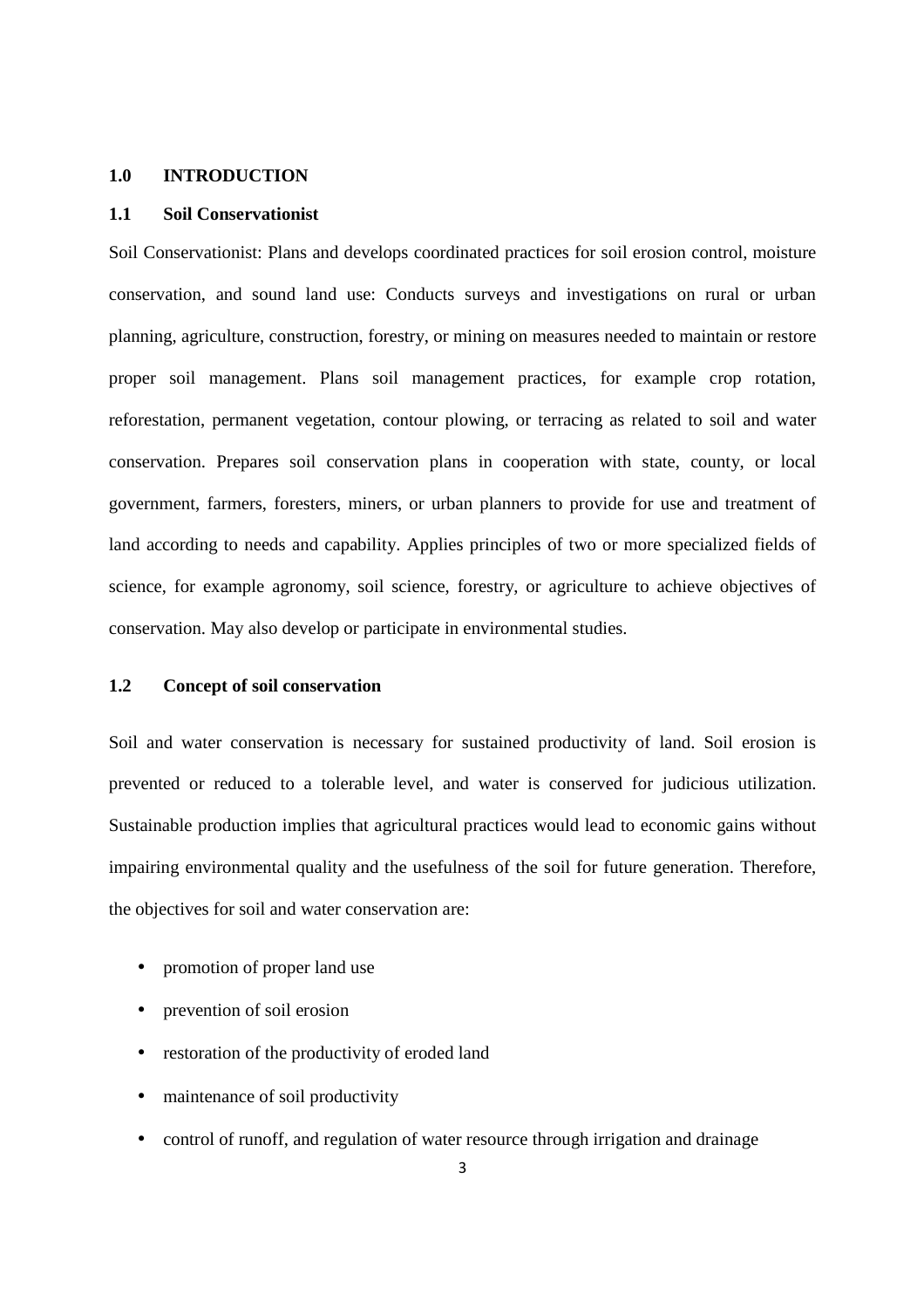# 1.0 INTRODUCTION

## 1.1 Soil Conservationist

Soil Conservationist: Plans and develops coordinated practices for soil erosion control, moisture conservation, and sound land use: Conducts surveys and investigations on rural or urban planning, agriculture, construction, forestry, or mining on measures needed to maintain or restore proper soil management. Plans soil management practices, for example crop rotation, reforestation, permanent vegetation, contour plowing, or terracing as related to soil and water conservation. Prepares soil conservation plans in cooperation with state, county, or local government, farmers, foresters, miners, or urban planners to provide for use and treatment of land according to needs and capability. Applies principles of two or more specialized fields of science, for example agronomy, soil science, forestry, or agriculture to achieve objectives of conservation. May also develop or participate in environmental studies.

## 1.2 Concept of soil conservation

Soil and water conservation is necessary for sustained productivity of land. Soil erosion is prevented or reduced to a tolerable level, and water is conserved for judicious utilization. Sustainable production implies that agricultural practices would lead to economic gains without impairing environmental quality and the usefulness of the soil for future generation. Therefore, the objectives for soil and water conservation are:

- promotion of proper land use
- prevention of soil erosion
- restoration of the productivity of eroded land
- maintenance of soil productivity
- control of runoff, and regulation of water resource through irrigation and drainage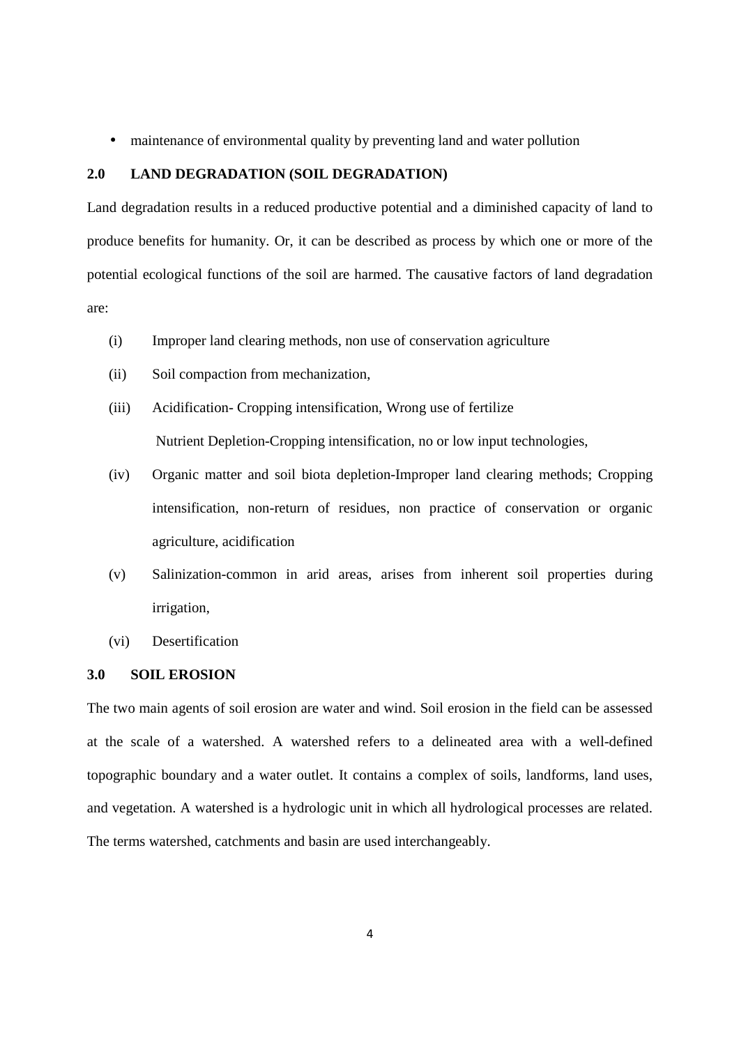- maintenance of environmental quality by preventing land and water pollution

## 2.0 LAND DEGRADATION (SOIL DEGRADATION)

Land degradation results in a reduced productive potential and a diminished capacity of land to produce benefits for humanity. Or, it can be described as process by which one or more of the potential ecological functions of the soil are harmed. The causative factors of land degradation are:

(i) Improper land clearing methods, non use of conservation agriculture

(ii) Soil compaction from mechanization,

(iii) Acidification- Cropping intensification, Wrong use of fertilize
Nutrient Depletion-Cropping intensification, no or low input technologies,

(iv) Organic matter and soil biota depletion-Improper land clearing methods; Cropping intensification, non-return of residues, non practice of conservation or organic agriculture, acidification

(v) Salinization-common in arid areas, arises from inherent soil properties during irrigation,

(vi) Desertification

## 3.0 SOIL EROSION

The two main agents of soil erosion are water and wind. Soil erosion in the field can be assessed at the scale of a watershed. A watershed refers to a delineated area with a well-defined topographic boundary and a water outlet. It contains a complex of soils, landforms, land uses, and vegetation. A watershed is a hydrologic unit in which all hydrological processes are related. The terms watershed, catchments and basin are used interchangeably.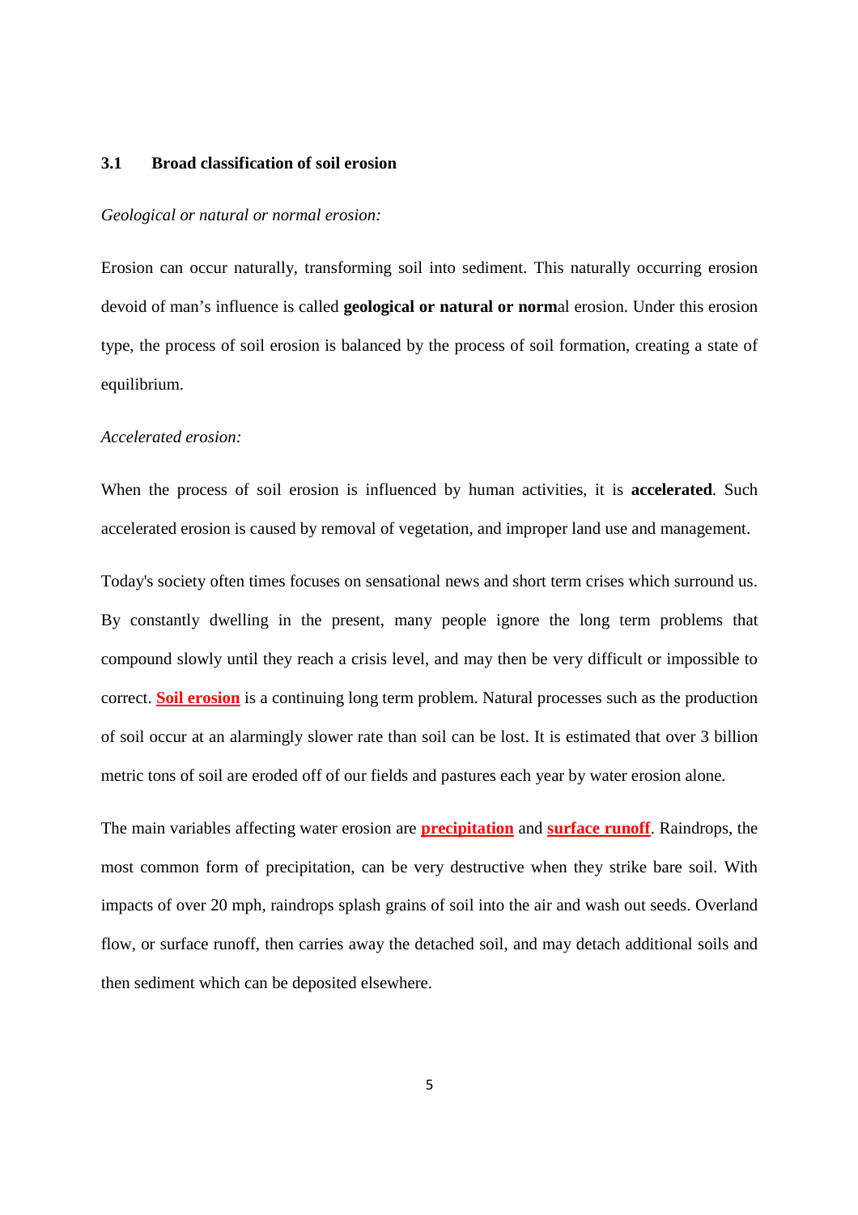### 3.1 Broad classification of soil erosion

*Geological or natural or normal erosion:*

Erosion can occur naturally, transforming soil into sediment. This naturally occurring erosion devoid of man's influence is called **geological or natural or norm**al erosion. Under this erosion type, the process of soil erosion is balanced by the process of soil formation, creating a state of equilibrium.

*Accelerated erosion:*

When the process of soil erosion is influenced by human activities, it is **accelerated**. Such accelerated erosion is caused by removal of vegetation, and improper land use and management.

Today's society often times focuses on sensational news and short term crises which surround us. By constantly dwelling in the present, many people ignore the long term problems that compound slowly until they reach a crisis level, and may then be very difficult or impossible to correct. **Soil erosion** is a continuing long term problem. Natural processes such as the production of soil occur at an alarmingly slower rate than soil can be lost. It is estimated that over 3 billion metric tons of soil are eroded off of our fields and pastures each year by water erosion alone.

The main variables affecting water erosion are **precipitation** and **surface runoff**. Raindrops, the most common form of precipitation, can be very destructive when they strike bare soil. With impacts of over 20 mph, raindrops splash grains of soil into the air and wash out seeds. Overland flow, or surface runoff, then carries away the detached soil, and may detach additional soils and then sediment which can be deposited elsewhere.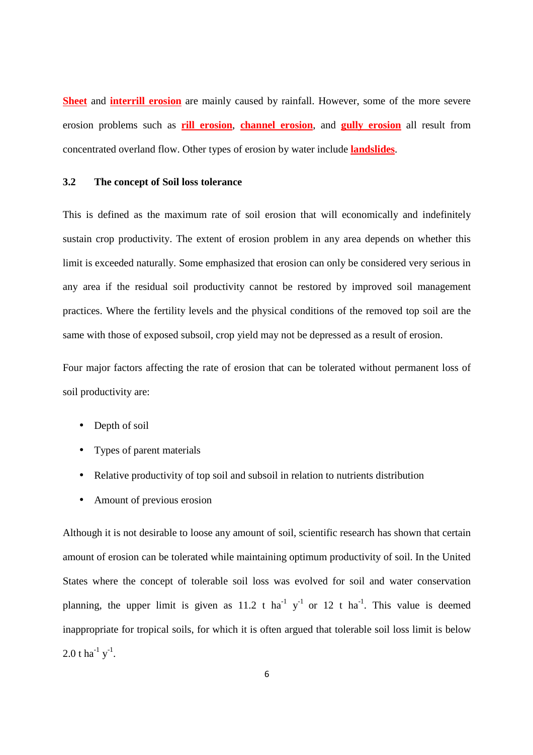**Sheet** and **interrill erosion** are mainly caused by rainfall. However, some of the more severe erosion problems such as **rill erosion**, **channel erosion**, and **gully erosion** all result from concentrated overland flow. Other types of erosion by water include **landslides**.

### 3.2 The concept of Soil loss tolerance

This is defined as the maximum rate of soil erosion that will economically and indefinitely sustain crop productivity. The extent of erosion problem in any area depends on whether this limit is exceeded naturally. Some emphasized that erosion can only be considered very serious in any area if the residual soil productivity cannot be restored by improved soil management practices. Where the fertility levels and the physical conditions of the removed top soil are the same with those of exposed subsoil, crop yield may not be depressed as a result of erosion.

Four major factors affecting the rate of erosion that can be tolerated without permanent loss of soil productivity are:

- Depth of soil
- Types of parent materials
- Relative productivity of top soil and subsoil in relation to nutrients distribution
- Amount of previous erosion

Although it is not desirable to loose any amount of soil, scientific research has shown that certain amount of erosion can be tolerated while maintaining optimum productivity of soil. In the United States where the concept of tolerable soil loss was evolved for soil and water conservation planning, the upper limit is given as 11.2 t $ha^{-1}$ $y^{-1}$ or 12 t $ha^{-1}$. This value is deemed inappropriate for tropical soils, for which it is often argued that tolerable soil loss limit is below 2.0 t $ha^{-1}$ $y^{-1}$.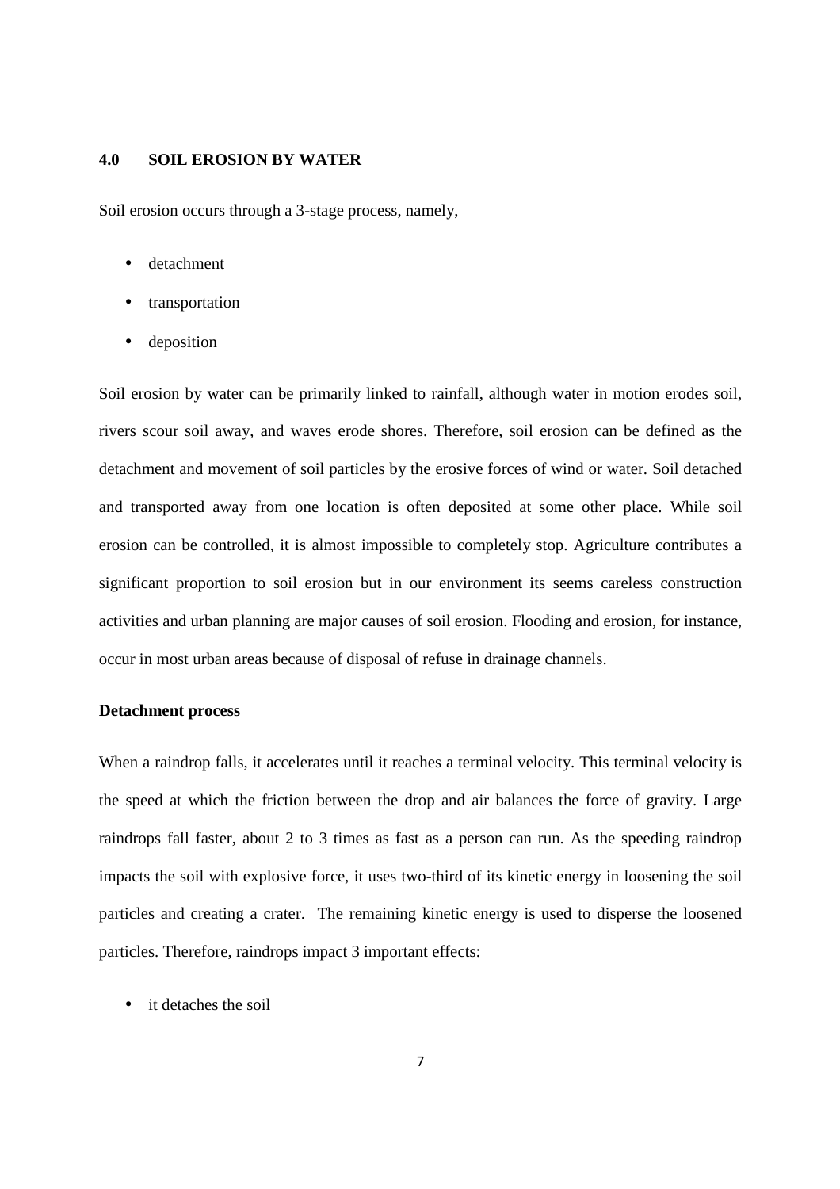## 4.0 SOIL EROSION BY WATER

Soil erosion occurs through a 3-stage process, namely,

- detachment
- transportation
- deposition

Soil erosion by water can be primarily linked to rainfall, although water in motion erodes soil, rivers scour soil away, and waves erode shores. Therefore, soil erosion can be defined as the detachment and movement of soil particles by the erosive forces of wind or water. Soil detached and transported away from one location is often deposited at some other place. While soil erosion can be controlled, it is almost impossible to completely stop. Agriculture contributes a significant proportion to soil erosion but in our environment its seems careless construction activities and urban planning are major causes of soil erosion. Flooding and erosion, for instance, occur in most urban areas because of disposal of refuse in drainage channels.

**Detachment process**

When a raindrop falls, it accelerates until it reaches a terminal velocity. This terminal velocity is the speed at which the friction between the drop and air balances the force of gravity. Large raindrops fall faster, about 2 to 3 times as fast as a person can run. As the speeding raindrop impacts the soil with explosive force, it uses two-third of its kinetic energy in loosening the soil particles and creating a crater. The remaining kinetic energy is used to disperse the loosened particles. Therefore, raindrops impact 3 important effects:

- it detaches the soil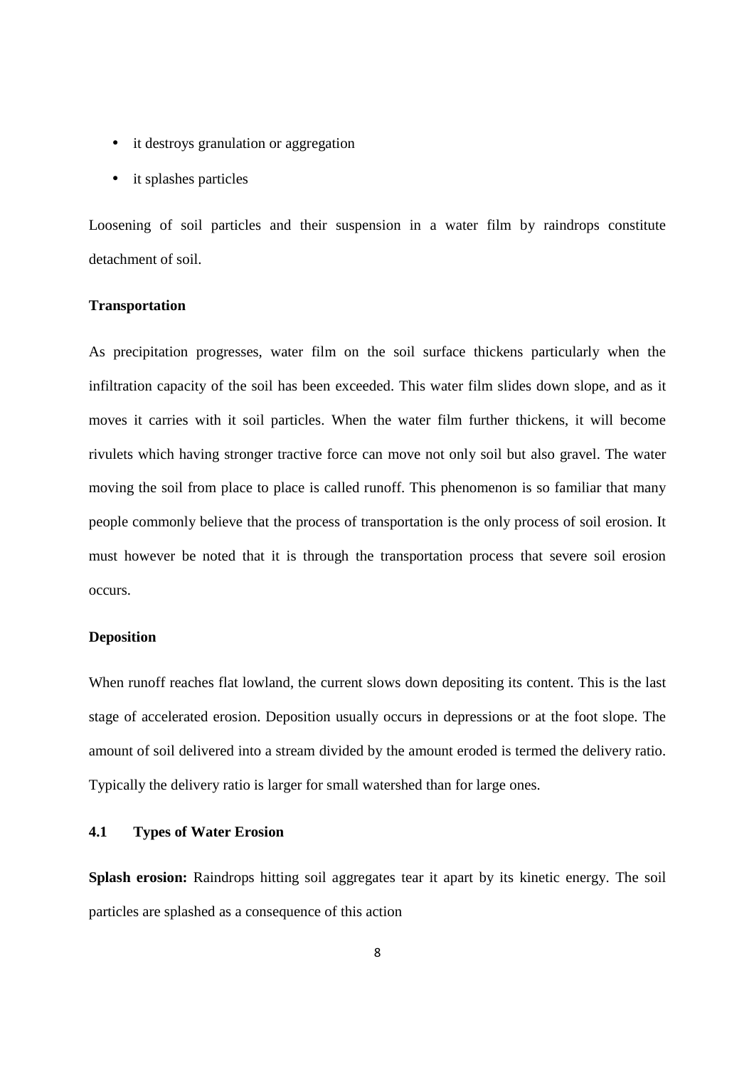- it destroys granulation or aggregation
- it splashes particles

Loosening of soil particles and their suspension in a water film by raindrops constitute detachment of soil.

**Transportation**

As precipitation progresses, water film on the soil surface thickens particularly when the infiltration capacity of the soil has been exceeded. This water film slides down slope, and as it moves it carries with it soil particles. When the water film further thickens, it will become rivulets which having stronger tractive force can move not only soil but also gravel. The water moving the soil from place to place is called runoff. This phenomenon is so familiar that many people commonly believe that the process of transportation is the only process of soil erosion. It must however be noted that it is through the transportation process that severe soil erosion occurs.

**Deposition**

When runoff reaches flat lowland, the current slows down depositing its content. This is the last stage of accelerated erosion. Deposition usually occurs in depressions or at the foot slope. The amount of soil delivered into a stream divided by the amount eroded is termed the delivery ratio. Typically the delivery ratio is larger for small watershed than for large ones.

## 4.1 Types of Water Erosion

**Splash erosion:** Raindrops hitting soil aggregates tear it apart by its kinetic energy. The soil particles are splashed as a consequence of this action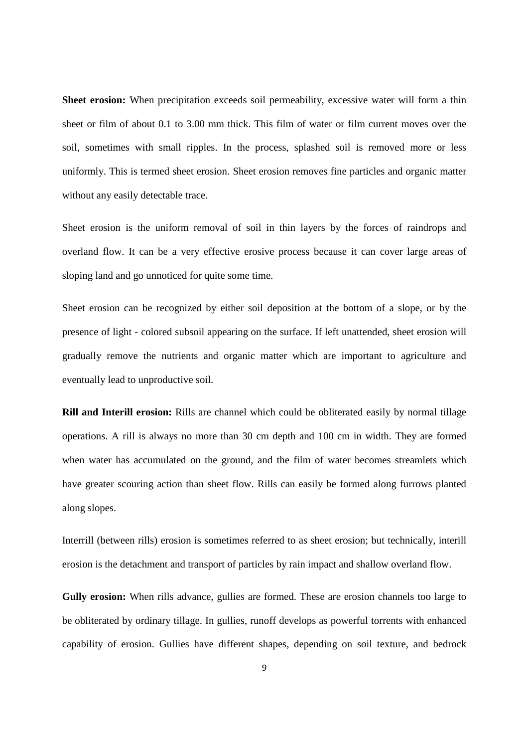**Sheet erosion:** When precipitation exceeds soil permeability, excessive water will form a thin sheet or film of about 0.1 to 3.00 mm thick. This film of water or film current moves over the soil, sometimes with small ripples. In the process, splashed soil is removed more or less uniformly. This is termed sheet erosion. Sheet erosion removes fine particles and organic matter without any easily detectable trace.

Sheet erosion is the uniform removal of soil in thin layers by the forces of raindrops and overland flow. It can be a very effective erosive process because it can cover large areas of sloping land and go unnoticed for quite some time.

Sheet erosion can be recognized by either soil deposition at the bottom of a slope, or by the presence of light - colored subsoil appearing on the surface. If left unattended, sheet erosion will gradually remove the nutrients and organic matter which are important to agriculture and eventually lead to unproductive soil.

**Rill and Interill erosion:** Rills are channel which could be obliterated easily by normal tillage operations. A rill is always no more than 30 cm depth and 100 cm in width. They are formed when water has accumulated on the ground, and the film of water becomes streamlets which have greater scouring action than sheet flow. Rills can easily be formed along furrows planted along slopes.

Interrill (between rills) erosion is sometimes referred to as sheet erosion; but technically, interill erosion is the detachment and transport of particles by rain impact and shallow overland flow.

**Gully erosion:** When rills advance, gullies are formed. These are erosion channels too large to be obliterated by ordinary tillage. In gullies, runoff develops as powerful torrents with enhanced capability of erosion. Gullies have different shapes, depending on soil texture, and bedrock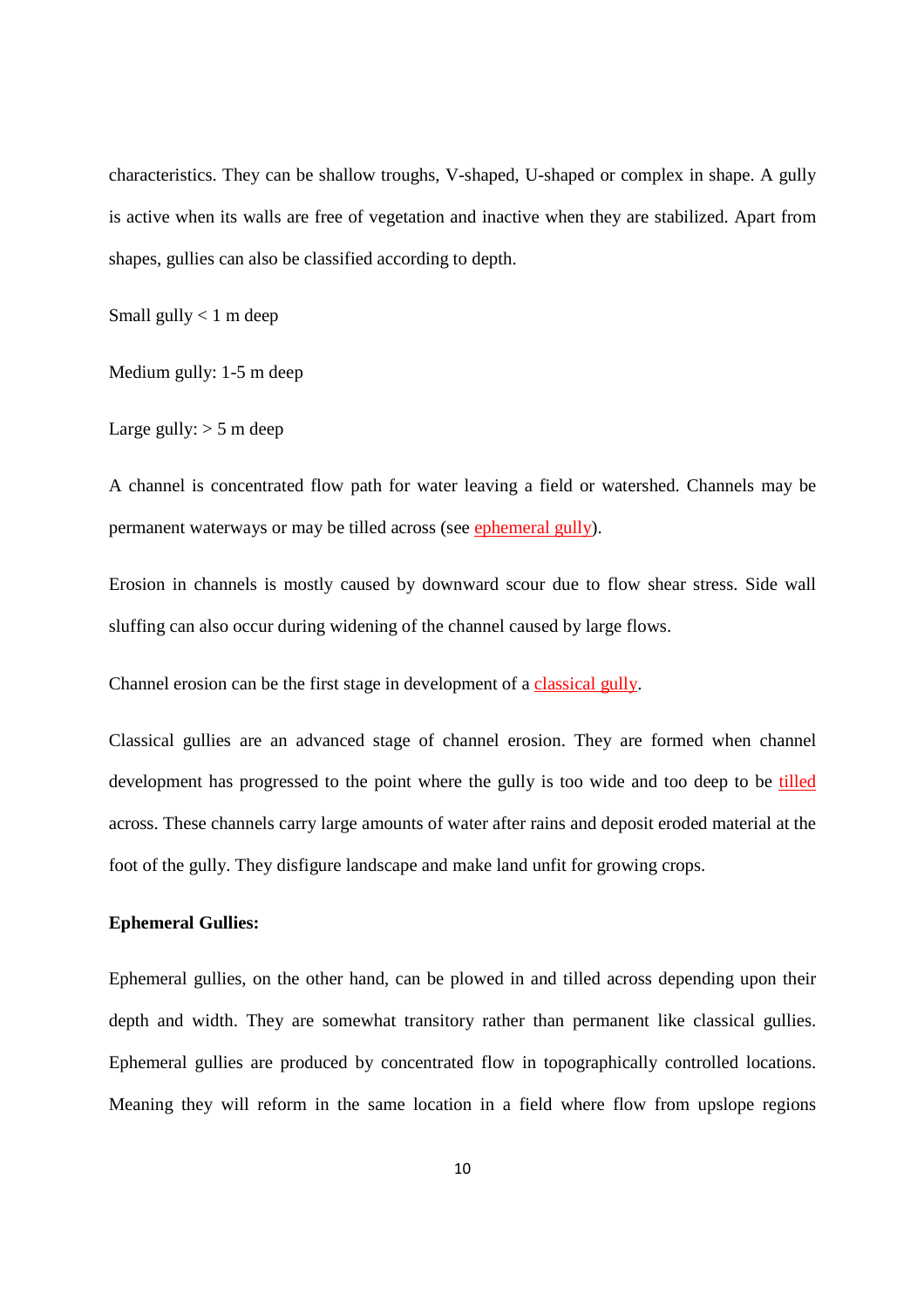characteristics. They can be shallow troughs, V-shaped, U-shaped or complex in shape. A gully is active when its walls are free of vegetation and inactive when they are stabilized. Apart from shapes, gullies can also be classified according to depth.

Small gully < 1 m deep

Medium gully: 1-5 m deep

Large gully: > 5 m deep

A channel is concentrated flow path for water leaving a field or watershed. Channels may be permanent waterways or may be tilled across (see ephemeral gully).

Erosion in channels is mostly caused by downward scour due to flow shear stress. Side wall sluffing can also occur during widening of the channel caused by large flows.

Channel erosion can be the first stage in development of a classical gully.

Classical gullies are an advanced stage of channel erosion. They are formed when channel development has progressed to the point where the gully is too wide and too deep to be tilled across. These channels carry large amounts of water after rains and deposit eroded material at the foot of the gully. They disfigure landscape and make land unfit for growing crops.

**Ephemeral Gullies:**

Ephemeral gullies, on the other hand, can be plowed in and tilled across depending upon their depth and width. They are somewhat transitory rather than permanent like classical gullies. Ephemeral gullies are produced by concentrated flow in topographically controlled locations. Meaning they will reform in the same location in a field where flow from upslope regions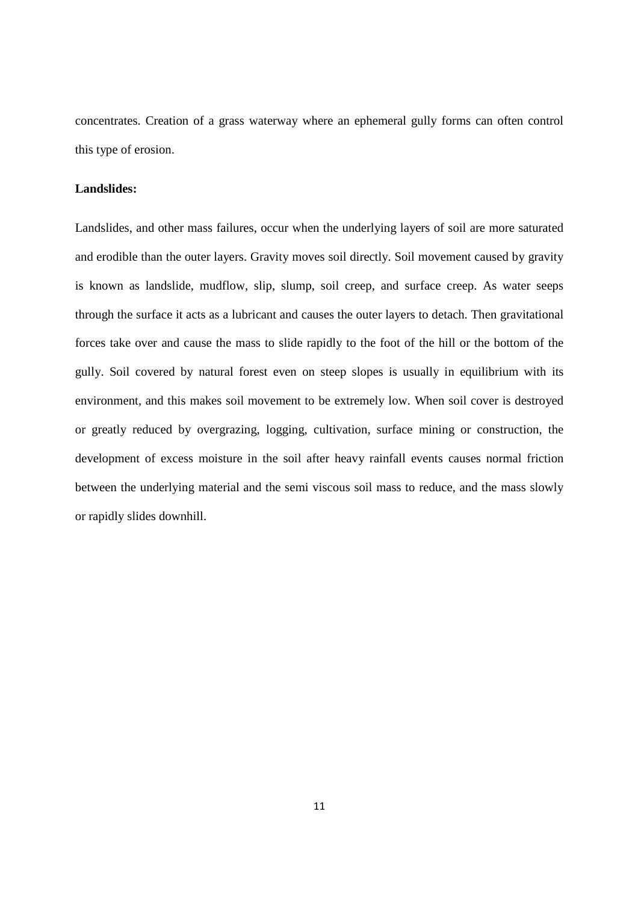concentrates. Creation of a grass waterway where an ephemeral gully forms can often control this type of erosion.

**Landslides:**

Landslides, and other mass failures, occur when the underlying layers of soil are more saturated and erodible than the outer layers. Gravity moves soil directly. Soil movement caused by gravity is known as landslide, mudflow, slip, slump, soil creep, and surface creep. As water seeps through the surface it acts as a lubricant and causes the outer layers to detach. Then gravitational forces take over and cause the mass to slide rapidly to the foot of the hill or the bottom of the gully. Soil covered by natural forest even on steep slopes is usually in equilibrium with its environment, and this makes soil movement to be extremely low. When soil cover is destroyed or greatly reduced by overgrazing, logging, cultivation, surface mining or construction, the development of excess moisture in the soil after heavy rainfall events causes normal friction between the underlying material and the semi viscous soil mass to reduce, and the mass slowly or rapidly slides downhill.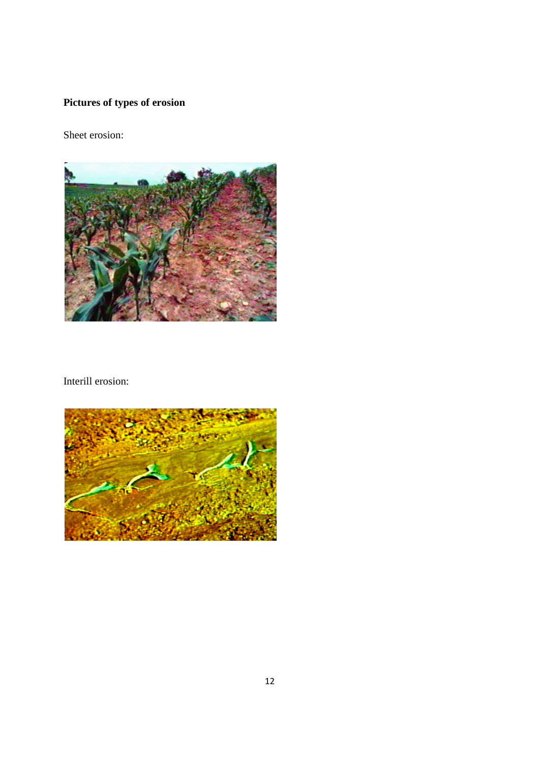**Pictures of types of erosion**

Sheet erosion:

Interill erosion: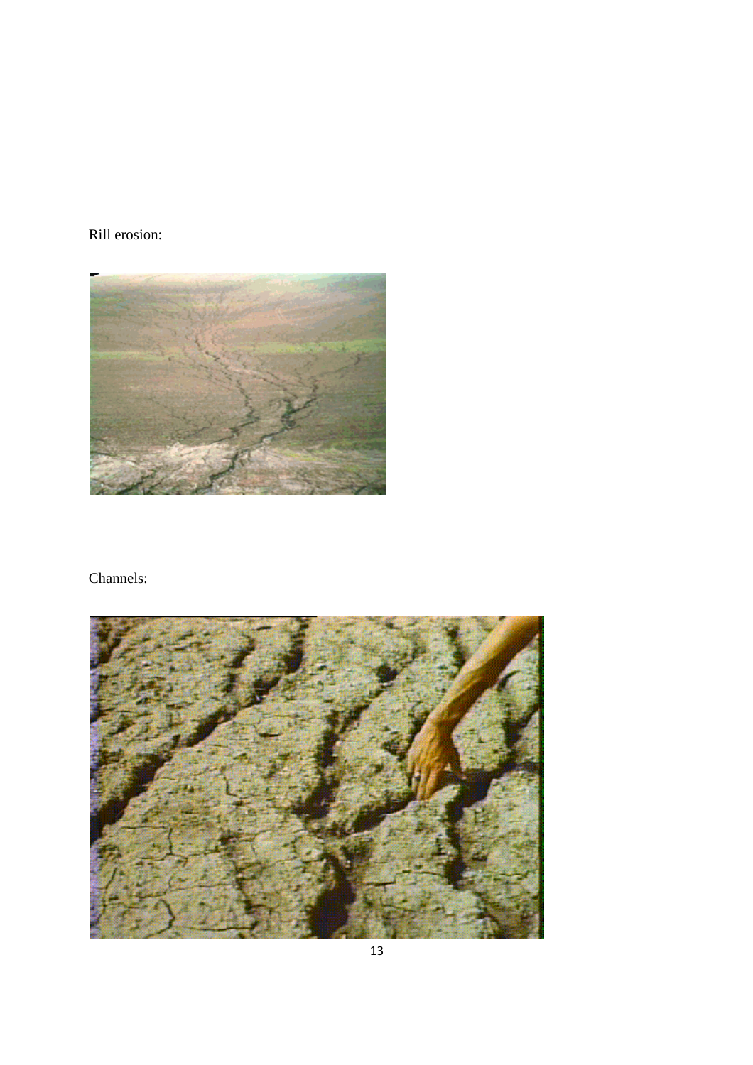Rill erosion:

Channels: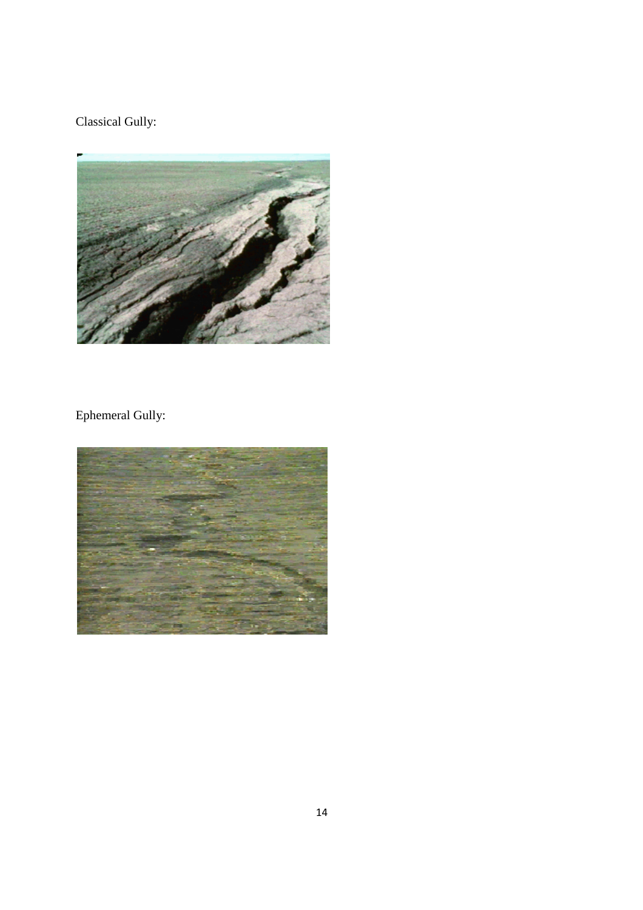Classical Gully:

Ephemeral Gully: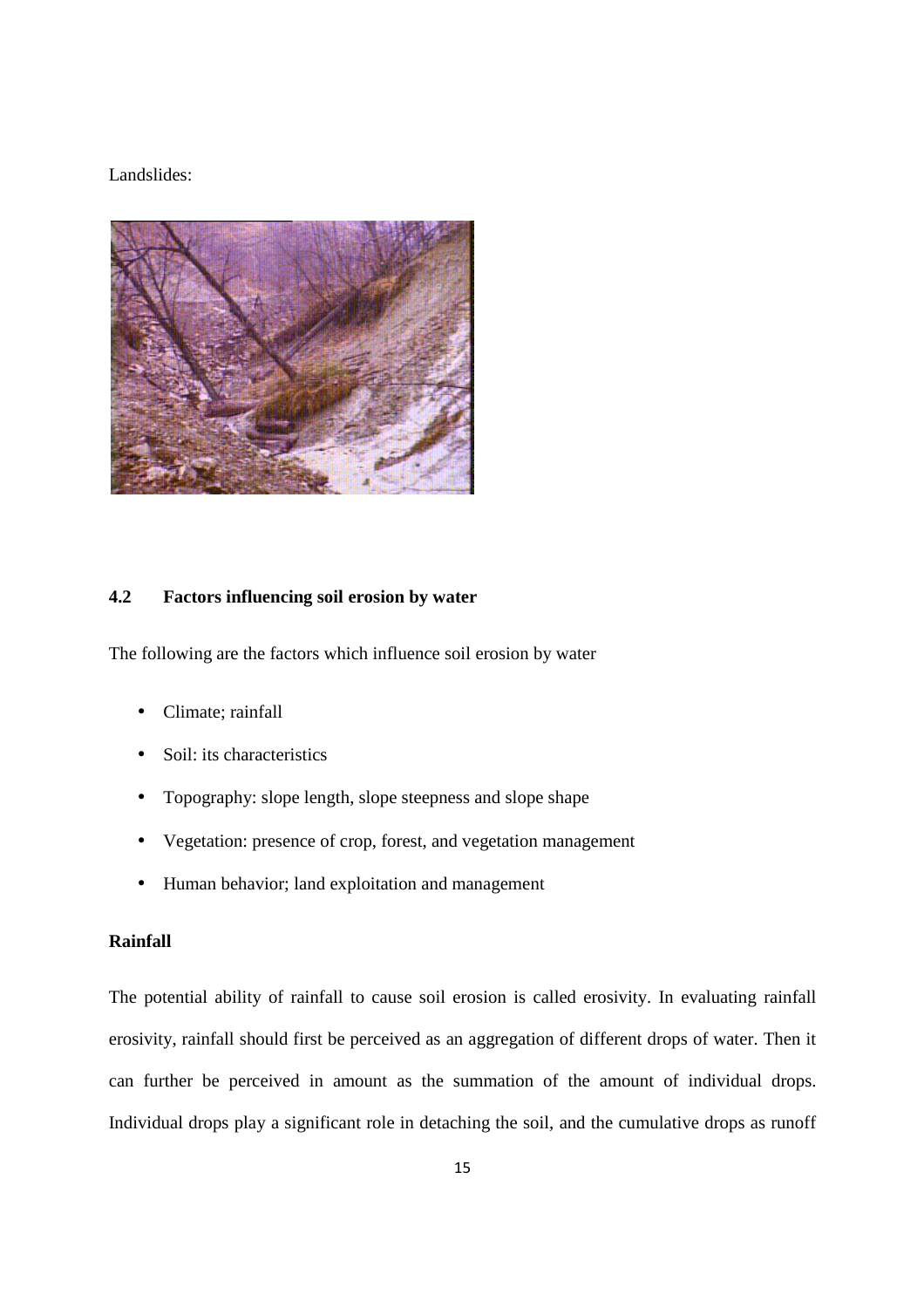Landslides:

## 4.2 Factors influencing soil erosion by water

The following are the factors which influence soil erosion by water

- Climate; rainfall
- Soil: its characteristics
- Topography: slope length, slope steepness and slope shape
- Vegetation: presence of crop, forest, and vegetation management
- Human behavior; land exploitation and management

**Rainfall**

The potential ability of rainfall to cause soil erosion is called erosivity. In evaluating rainfall erosivity, rainfall should first be perceived as an aggregation of different drops of water. Then it can further be perceived in amount as the summation of the amount of individual drops. Individual drops play a significant role in detaching the soil, and the cumulative drops as runoff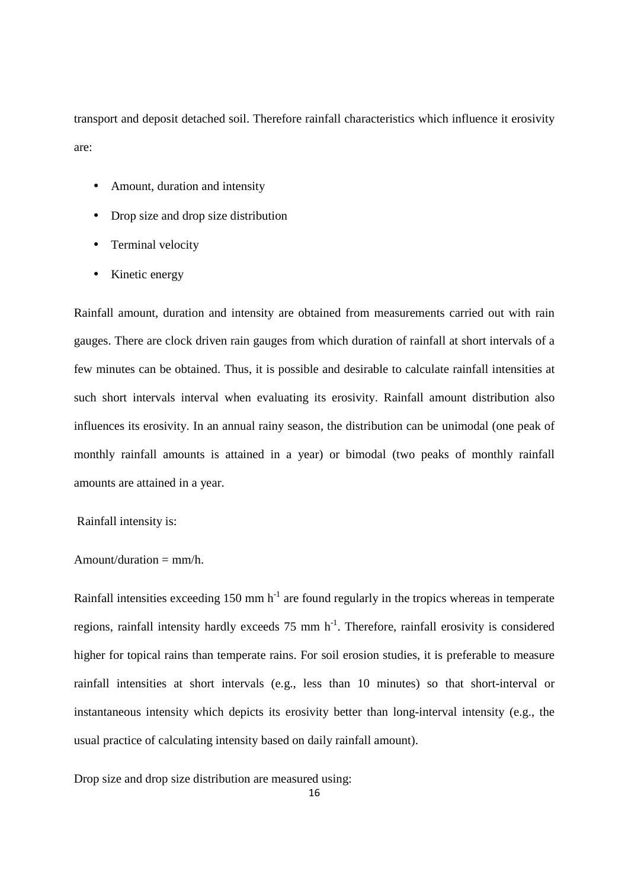transport and deposit detached soil. Therefore rainfall characteristics which influence it erosivity are:

- Amount, duration and intensity
- Drop size and drop size distribution
- Terminal velocity
- Kinetic energy

Rainfall amount, duration and intensity are obtained from measurements carried out with rain gauges. There are clock driven rain gauges from which duration of rainfall at short intervals of a few minutes can be obtained. Thus, it is possible and desirable to calculate rainfall intensities at such short intervals interval when evaluating its erosivity. Rainfall amount distribution also influences its erosivity. In an annual rainy season, the distribution can be unimodal (one peak of monthly rainfall amounts is attained in a year) or bimodal (two peaks of monthly rainfall amounts are attained in a year.

Rainfall intensity is:

Amount/duration = mm/h.

Rainfall intensities exceeding 150 mm $h^{-1}$ are found regularly in the tropics whereas in temperate regions, rainfall intensity hardly exceeds 75 mm $h^{-1}$. Therefore, rainfall erosivity is considered higher for topical rains than temperate rains. For soil erosion studies, it is preferable to measure rainfall intensities at short intervals (e.g., less than 10 minutes) so that short-interval or instantaneous intensity which depicts its erosivity better than long-interval intensity (e.g., the usual practice of calculating intensity based on daily rainfall amount).

Drop size and drop size distribution are measured using: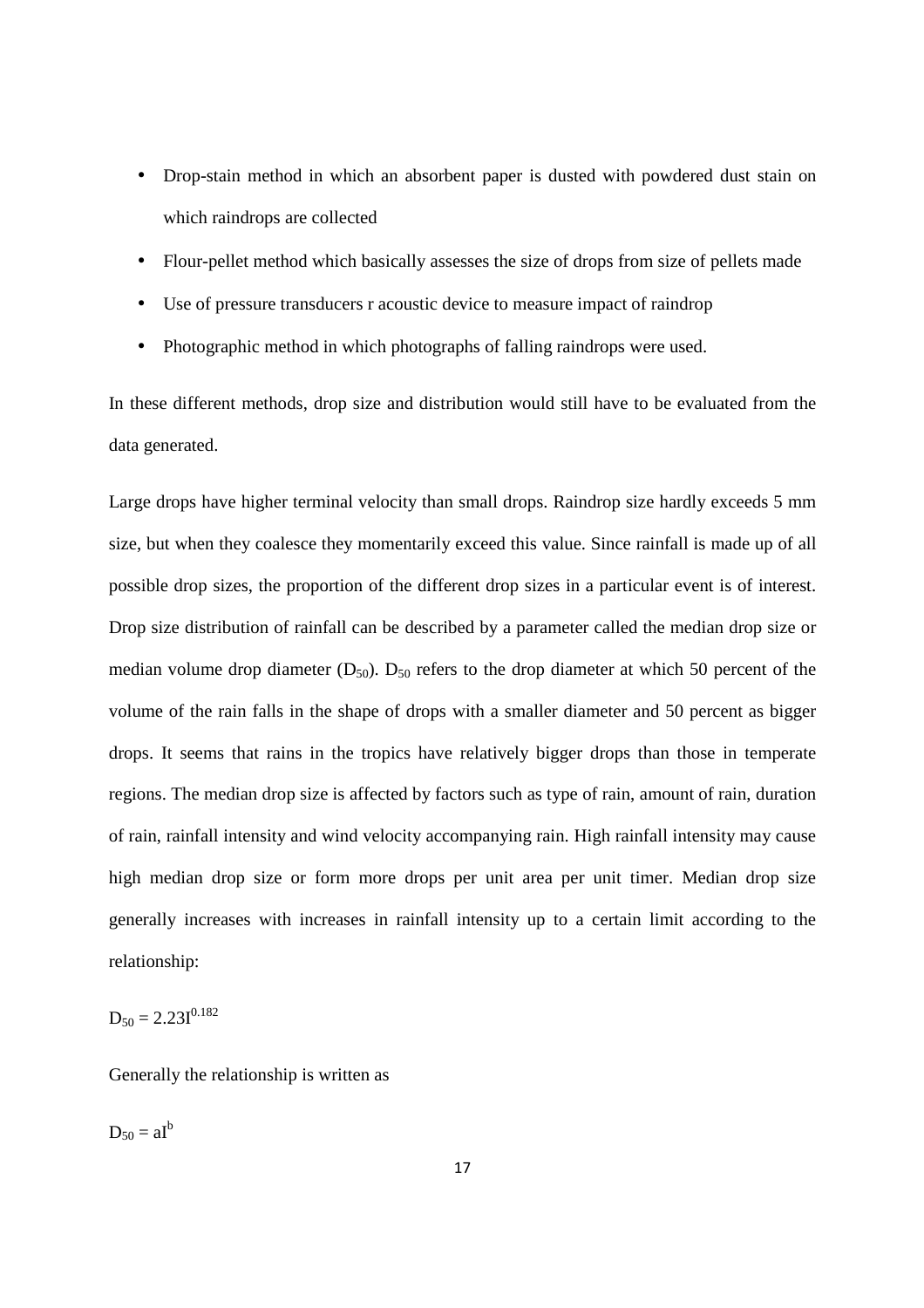- Drop-stain method in which an absorbent paper is dusted with powdered dust stain on which raindrops are collected
- Flour-pellet method which basically assesses the size of drops from size of pellets made
- Use of pressure transducers r acoustic device to measure impact of raindrop
- Photographic method in which photographs of falling raindrops were used.

In these different methods, drop size and distribution would still have to be evaluated from the data generated.

Large drops have higher terminal velocity than small drops. Raindrop size hardly exceeds 5 mm size, but when they coalesce they momentarily exceed this value. Since rainfall is made up of all possible drop sizes, the proportion of the different drop sizes in a particular event is of interest. Drop size distribution of rainfall can be described by a parameter called the median drop size or median volume drop diameter ($D_{50}$). $D_{50}$ refers to the drop diameter at which 50 percent of the volume of the rain falls in the shape of drops with a smaller diameter and 50 percent as bigger drops. It seems that rains in the tropics have relatively bigger drops than those in temperate regions. The median drop size is affected by factors such as type of rain, amount of rain, duration of rain, rainfall intensity and wind velocity accompanying rain. High rainfall intensity may cause high median drop size or form more drops per unit area per unit timer. Median drop size generally increases with increases in rainfall intensity up to a certain limit according to the relationship:

$$D_{50} = 2.23I^{0.182}$$

Generally the relationship is written as

$$D_{50} = aI^{b}$$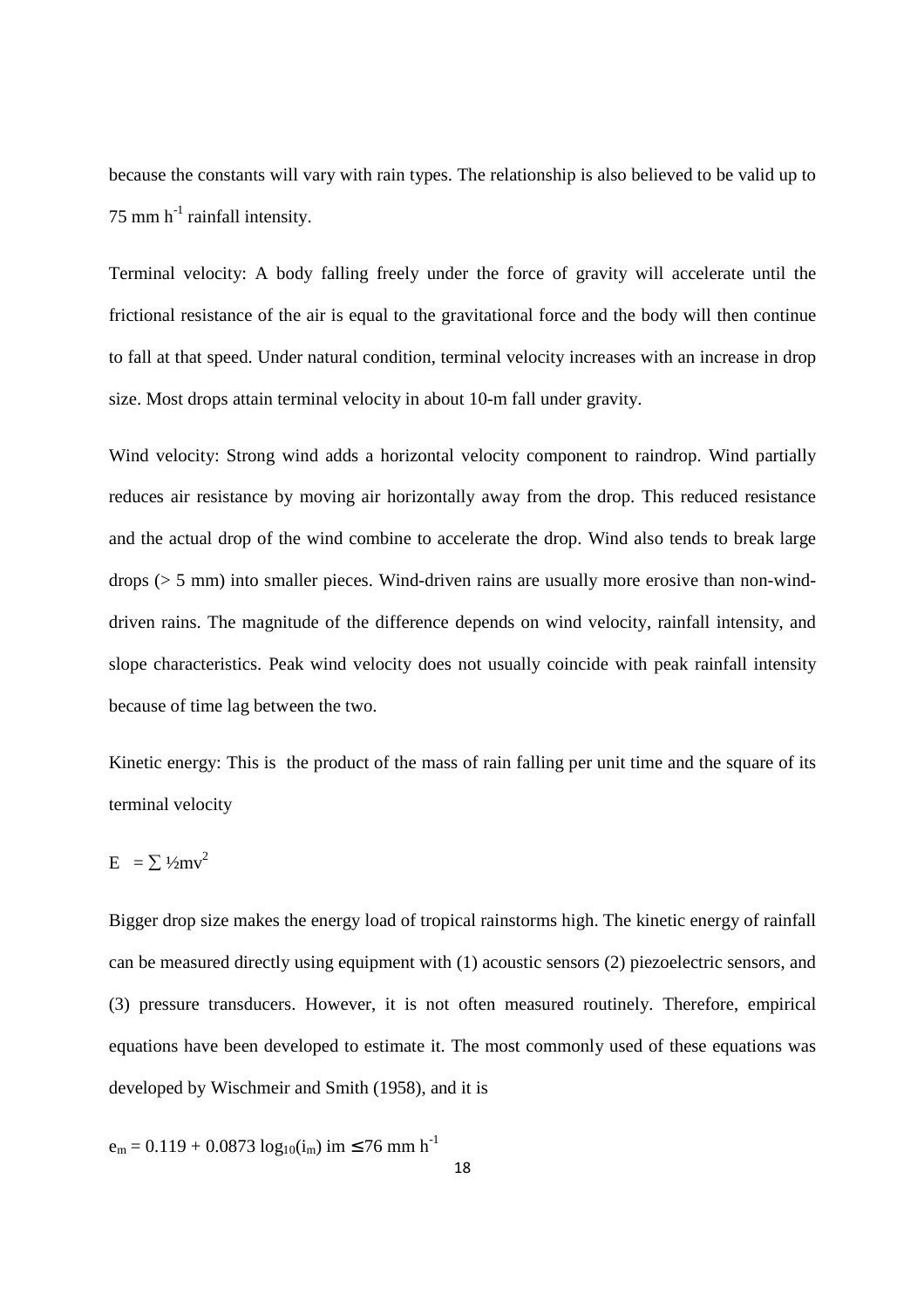because the constants will vary with rain types. The relationship is also believed to be valid up to 75 mm $h^{-1}$ rainfall intensity.

Terminal velocity: A body falling freely under the force of gravity will accelerate until the frictional resistance of the air is equal to the gravitational force and the body will then continue to fall at that speed. Under natural condition, terminal velocity increases with an increase in drop size. Most drops attain terminal velocity in about 10-m fall under gravity.

Wind velocity: Strong wind adds a horizontal velocity component to raindrop. Wind partially reduces air resistance by moving air horizontally away from the drop. This reduced resistance and the actual drop of the wind combine to accelerate the drop. Wind also tends to break large drops (> 5 mm) into smaller pieces. Wind-driven rains are usually more erosive than non-wind-driven rains. The magnitude of the difference depends on wind velocity, rainfall intensity, and slope characteristics. Peak wind velocity does not usually coincide with peak rainfall intensity because of time lag between the two.

Kinetic energy: This is the product of the mass of rain falling per unit time and the square of its terminal velocity

$$E = \sum \tfrac{1}{2}mv^2$$

Bigger drop size makes the energy load of tropical rainstorms high. The kinetic energy of rainfall can be measured directly using equipment with (1) acoustic sensors (2) piezoelectric sensors, and (3) pressure transducers. However, it is not often measured routinely. Therefore, empirical equations have been developed to estimate it. The most commonly used of these equations was developed by Wischmeir and Smith (1958), and it is

$$e_m = 0.119 + 0.0873 \log_{10}(i_m) \quad i_m \leq 76 \text{ mm h}^{-1}$$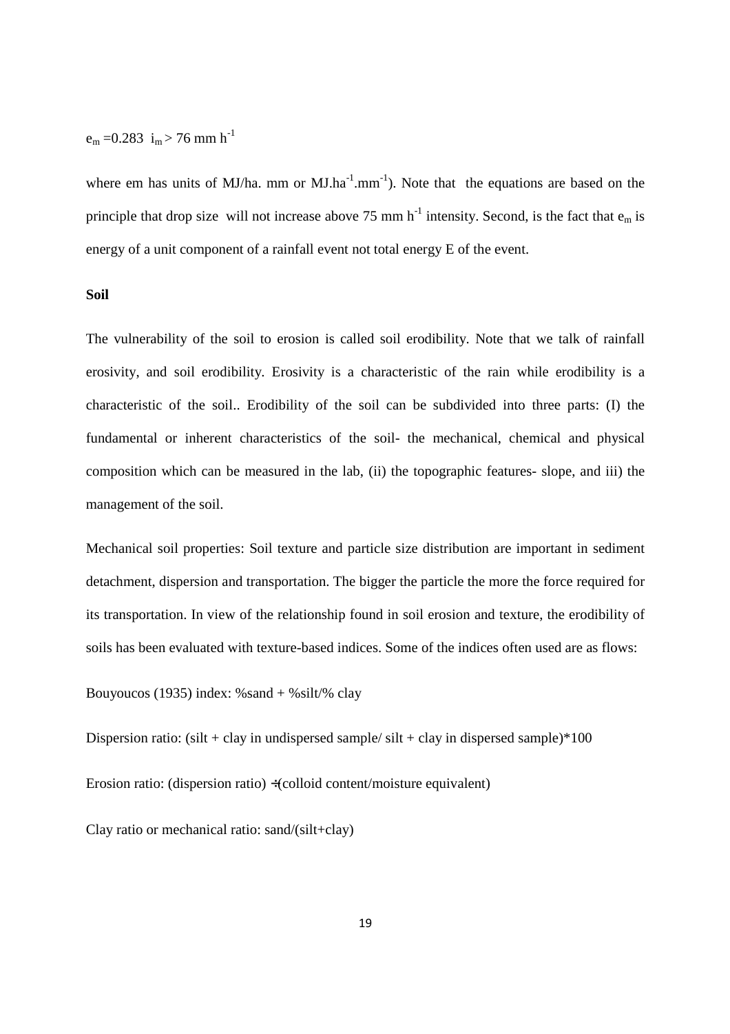$e_m = 0.283 \quad i_m > 76 \text{ mm h}^{-1}$

where em has units of MJ/ha. mm or $MJ.ha^{-1}.mm^{-1}$). Note that the equations are based on the principle that drop size will not increase above 75 mm $h^{-1}$ intensity. Second, is the fact that $e_m$ is energy of a unit component of a rainfall event not total energy E of the event.

**Soil**

The vulnerability of the soil to erosion is called soil erodibility. Note that we talk of rainfall erosivity, and soil erodibility. Erosivity is a characteristic of the rain while erodibility is a characteristic of the soil.. Erodibility of the soil can be subdivided into three parts: (I) the fundamental or inherent characteristics of the soil- the mechanical, chemical and physical composition which can be measured in the lab, (ii) the topographic features- slope, and iii) the management of the soil.

Mechanical soil properties: Soil texture and particle size distribution are important in sediment detachment, dispersion and transportation. The bigger the particle the more the force required for its transportation. In view of the relationship found in soil erosion and texture, the erodibility of soils has been evaluated with texture-based indices. Some of the indices often used are as flows:

Bouyoucos (1935) index: %sand + %silt/% clay

Dispersion ratio: (silt + clay in undispersed sample/ silt + clay in dispersed sample)*100

Erosion ratio: (dispersion ratio) ÷(colloid content/moisture equivalent)

Clay ratio or mechanical ratio: sand/(silt+clay)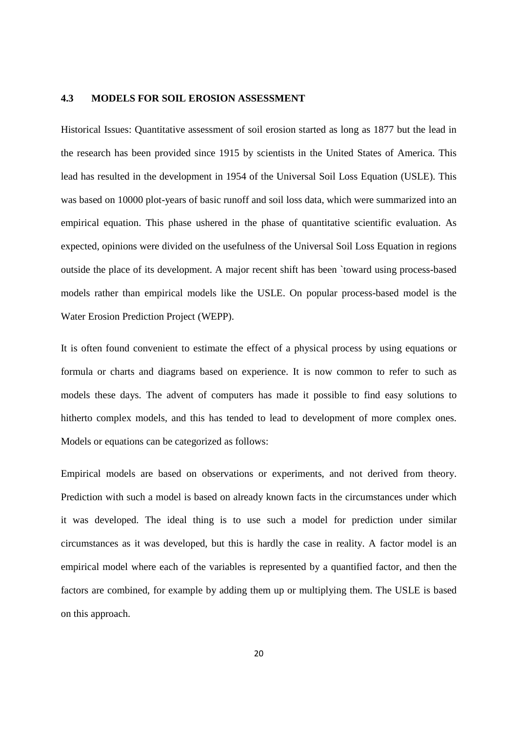### 4.3 MODELS FOR SOIL EROSION ASSESSMENT

Historical Issues: Quantitative assessment of soil erosion started as long as 1877 but the lead in the research has been provided since 1915 by scientists in the United States of America. This lead has resulted in the development in 1954 of the Universal Soil Loss Equation (USLE). This was based on 10000 plot-years of basic runoff and soil loss data, which were summarized into an empirical equation. This phase ushered in the phase of quantitative scientific evaluation. As expected, opinions were divided on the usefulness of the Universal Soil Loss Equation in regions outside the place of its development. A major recent shift has been `toward using process-based models rather than empirical models like the USLE. On popular process-based model is the Water Erosion Prediction Project (WEPP).

It is often found convenient to estimate the effect of a physical process by using equations or formula or charts and diagrams based on experience. It is now common to refer to such as models these days. The advent of computers has made it possible to find easy solutions to hitherto complex models, and this has tended to lead to development of more complex ones. Models or equations can be categorized as follows:

Empirical models are based on observations or experiments, and not derived from theory. Prediction with such a model is based on already known facts in the circumstances under which it was developed. The ideal thing is to use such a model for prediction under similar circumstances as it was developed, but this is hardly the case in reality. A factor model is an empirical model where each of the variables is represented by a quantified factor, and then the factors are combined, for example by adding them up or multiplying them. The USLE is based on this approach.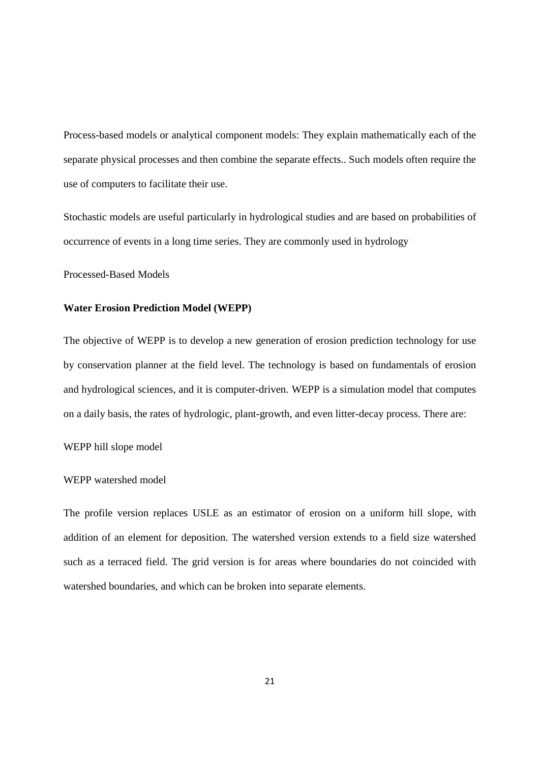Process-based models or analytical component models: They explain mathematically each of the separate physical processes and then combine the separate effects.. Such models often require the use of computers to facilitate their use.

Stochastic models are useful particularly in hydrological studies and are based on probabilities of occurrence of events in a long time series. They are commonly used in hydrology

Processed-Based Models

**Water Erosion Prediction Model (WEPP)**

The objective of WEPP is to develop a new generation of erosion prediction technology for use by conservation planner at the field level. The technology is based on fundamentals of erosion and hydrological sciences, and it is computer-driven. WEPP is a simulation model that computes on a daily basis, the rates of hydrologic, plant-growth, and even litter-decay process. There are:

WEPP hill slope model

WEPP watershed model

The profile version replaces USLE as an estimator of erosion on a uniform hill slope, with addition of an element for deposition. The watershed version extends to a field size watershed such as a terraced field. The grid version is for areas where boundaries do not coincided with watershed boundaries, and which can be broken into separate elements.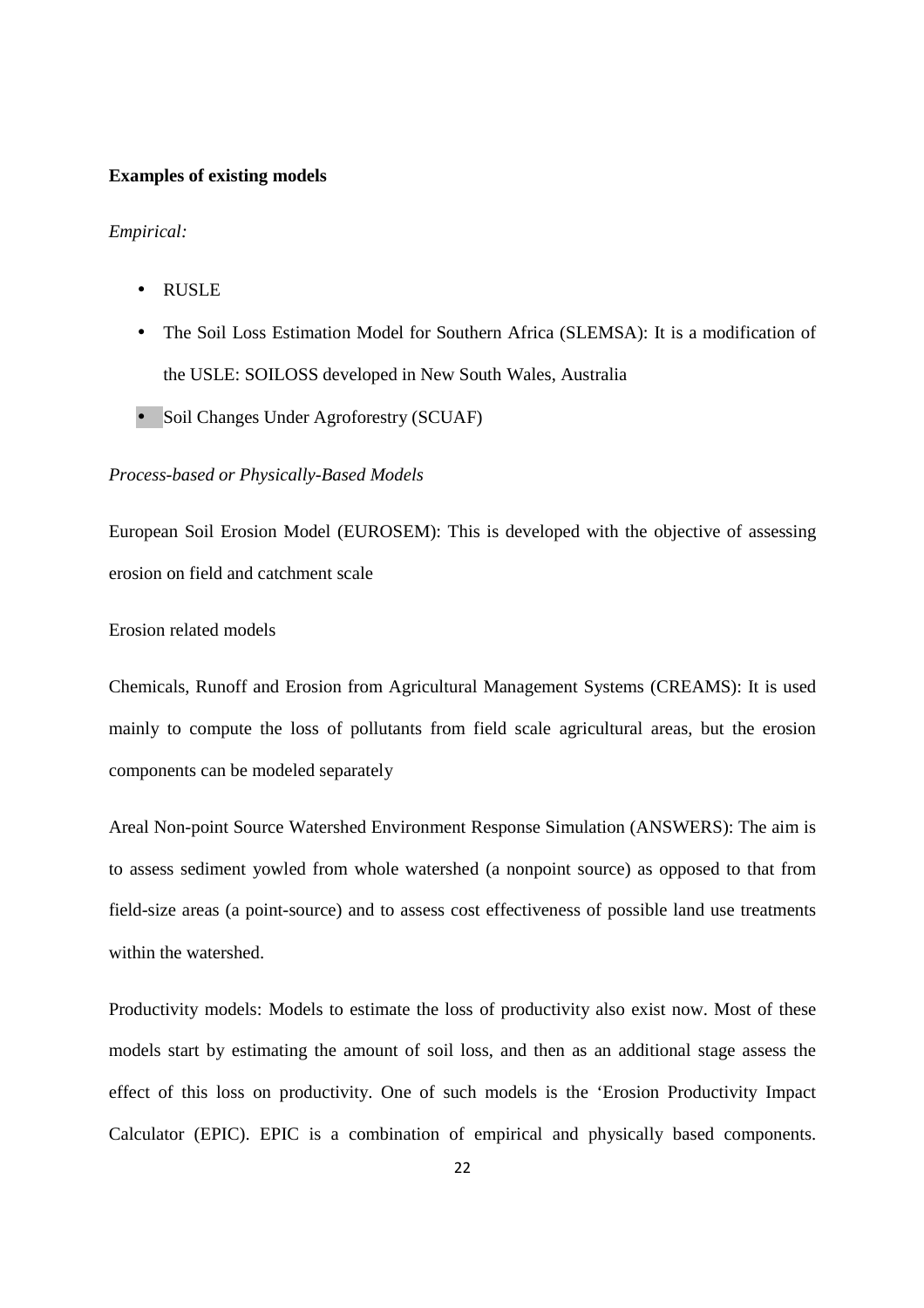**Examples of existing models**

*Empirical:*

- RUSLE
- The Soil Loss Estimation Model for Southern Africa (SLEMSA): It is a modification of the USLE: SOILOSS developed in New South Wales, Australia
- Soil Changes Under Agroforestry (SCUAF)

*Process-based or Physically-Based Models*

European Soil Erosion Model (EUROSEM): This is developed with the objective of assessing erosion on field and catchment scale

Erosion related models

Chemicals, Runoff and Erosion from Agricultural Management Systems (CREAMS): It is used mainly to compute the loss of pollutants from field scale agricultural areas, but the erosion components can be modeled separately

Areal Non-point Source Watershed Environment Response Simulation (ANSWERS): The aim is to assess sediment yowled from whole watershed (a nonpoint source) as opposed to that from field-size areas (a point-source) and to assess cost effectiveness of possible land use treatments within the watershed.

Productivity models: Models to estimate the loss of productivity also exist now. Most of these models start by estimating the amount of soil loss, and then as an additional stage assess the effect of this loss on productivity. One of such models is the 'Erosion Productivity Impact Calculator (EPIC). EPIC is a combination of empirical and physically based components.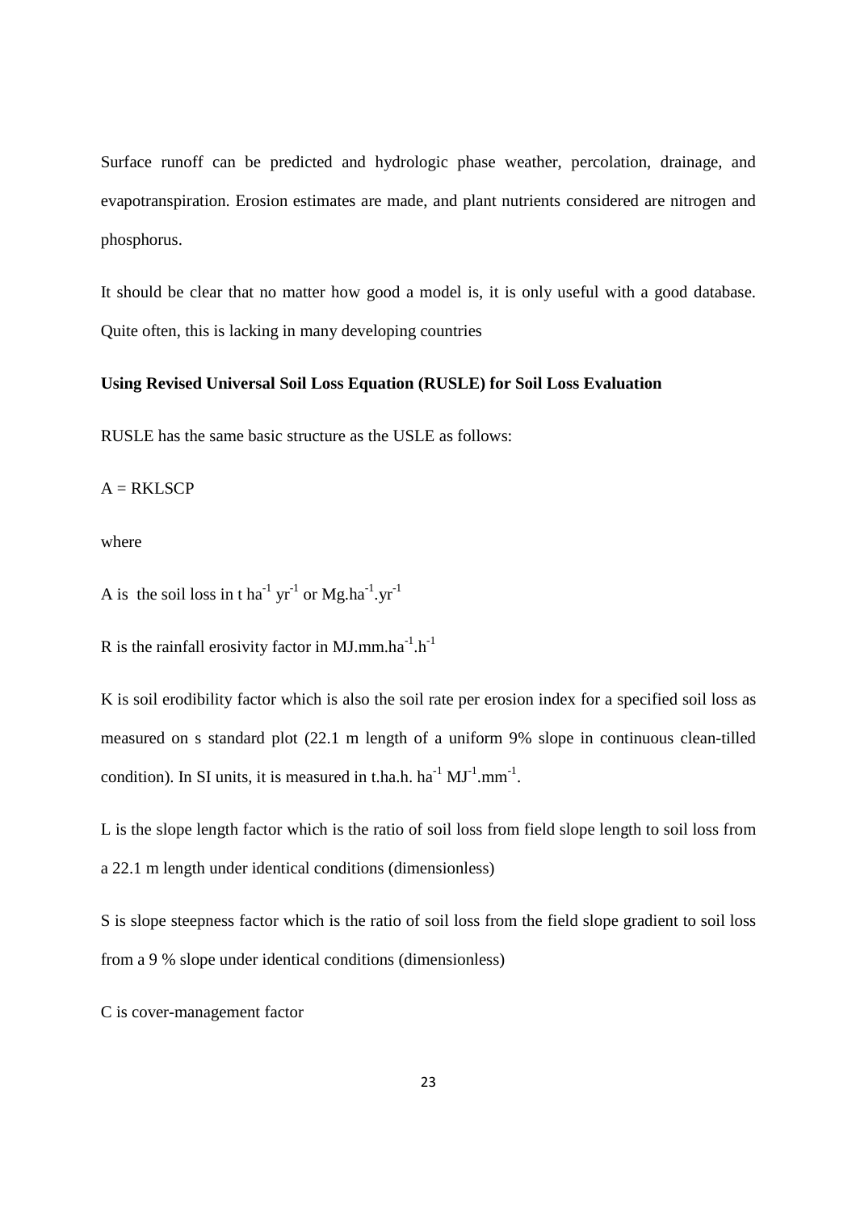Surface runoff can be predicted and hydrologic phase weather, percolation, drainage, and evapotranspiration. Erosion estimates are made, and plant nutrients considered are nitrogen and phosphorus.

It should be clear that no matter how good a model is, it is only useful with a good database. Quite often, this is lacking in many developing countries

**Using Revised Universal Soil Loss Equation (RUSLE) for Soil Loss Evaluation**

RUSLE has the same basic structure as the USLE as follows:

A = RKLSCP

where

A is the soil loss in t $ha^{-1}$ $yr^{-1}$ or $Mg.ha^{-1}.yr^{-1}$

R is the rainfall erosivity factor in $MJ.mm.ha^{-1}.h^{-1}$

K is soil erodibility factor which is also the soil rate per erosion index for a specified soil loss as measured on s standard plot (22.1 m length of a uniform 9% slope in continuous clean-tilled condition). In SI units, it is measured in $t.ha.h.\ ha^{-1}\ MJ^{-1}.mm^{-1}$.

L is the slope length factor which is the ratio of soil loss from field slope length to soil loss from a 22.1 m length under identical conditions (dimensionless)

S is slope steepness factor which is the ratio of soil loss from the field slope gradient to soil loss from a 9 % slope under identical conditions (dimensionless)

C is cover-management factor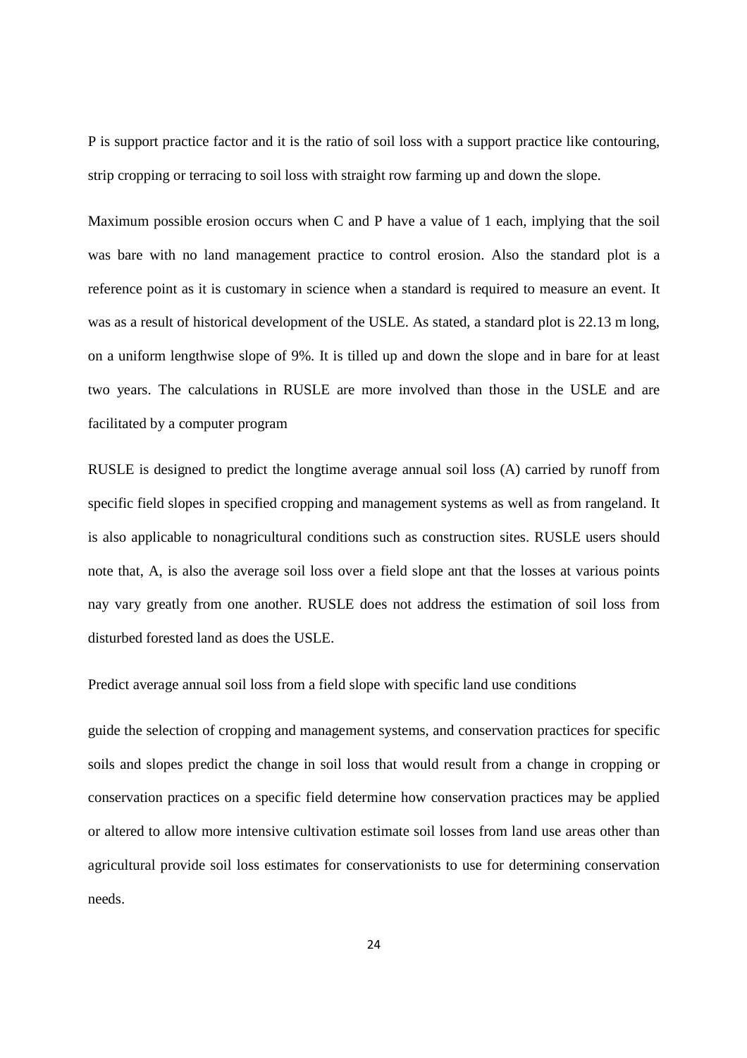P is support practice factor and it is the ratio of soil loss with a support practice like contouring, strip cropping or terracing to soil loss with straight row farming up and down the slope.

Maximum possible erosion occurs when C and P have a value of 1 each, implying that the soil was bare with no land management practice to control erosion. Also the standard plot is a reference point as it is customary in science when a standard is required to measure an event. It was as a result of historical development of the USLE. As stated, a standard plot is 22.13 m long, on a uniform lengthwise slope of 9%. It is tilled up and down the slope and in bare for at least two years. The calculations in RUSLE are more involved than those in the USLE and are facilitated by a computer program

RUSLE is designed to predict the longtime average annual soil loss (A) carried by runoff from specific field slopes in specified cropping and management systems as well as from rangeland. It is also applicable to nonagricultural conditions such as construction sites. RUSLE users should note that, A, is also the average soil loss over a field slope ant that the losses at various points nay vary greatly from one another. RUSLE does not address the estimation of soil loss from disturbed forested land as does the USLE.

Predict average annual soil loss from a field slope with specific land use conditions

guide the selection of cropping and management systems, and conservation practices for specific soils and slopes predict the change in soil loss that would result from a change in cropping or conservation practices on a specific field determine how conservation practices may be applied or altered to allow more intensive cultivation estimate soil losses from land use areas other than agricultural provide soil loss estimates for conservationists to use for determining conservation needs.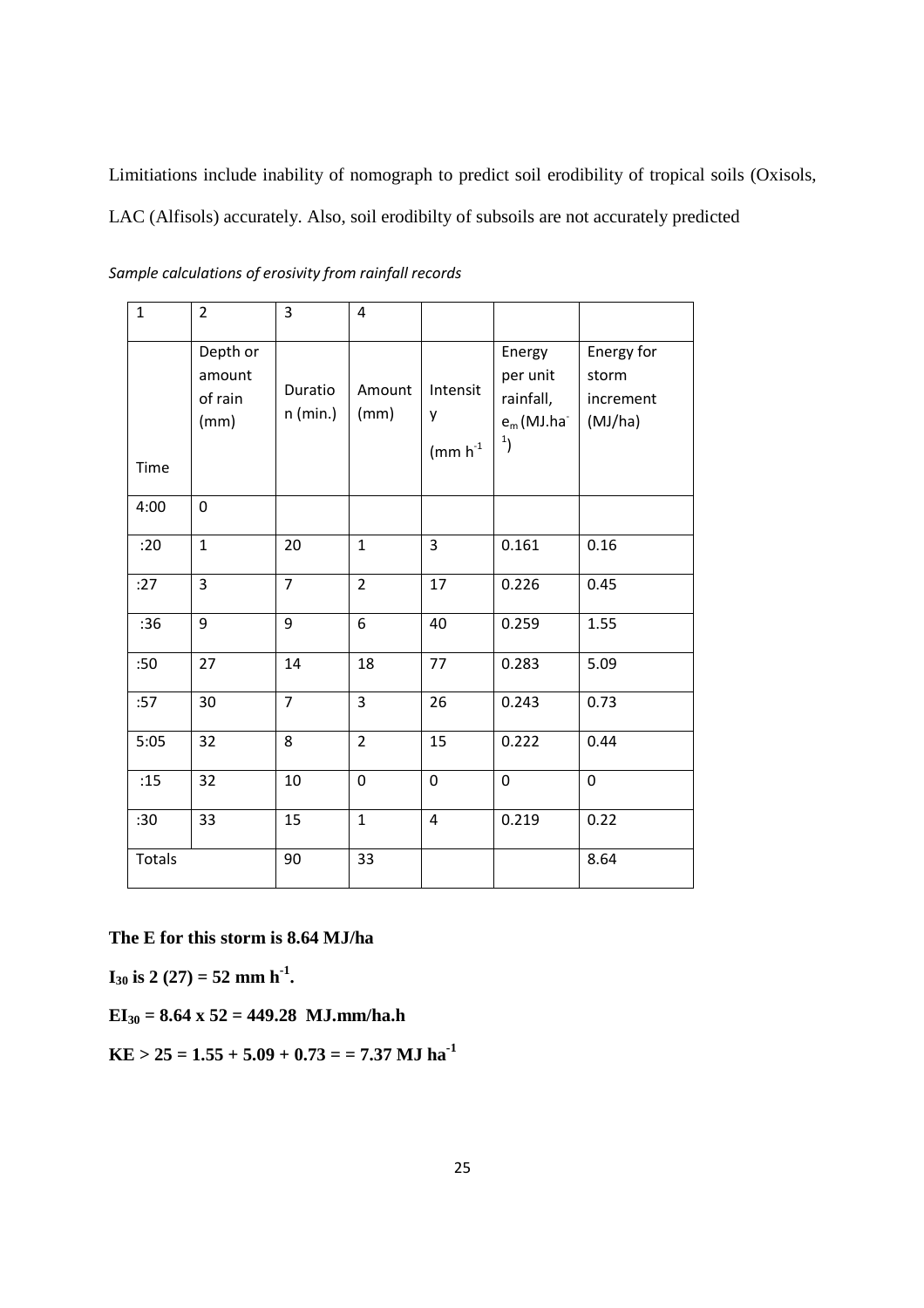Limitiations include inability of nomograph to predict soil erodibility of tropical soils (Oxisols, LAC (Alfisols) accurately. Also, soil erodibilty of subsoils are not accurately predicted

*Sample calculations of erosivity from rainfall records*

| 1 | 2 | 3 | 4 | | | |
|---|---|---|---|---|---|---|
| Time | Depth or amount of rain (mm) | Duration (min.) | Amount (mm) | Intensity ($mm\ h^{-1}$ | Energy per unit rainfall, $e_m$ ($MJ.ha^{-1}$) | Energy for storm increment (MJ/ha) |
| 4:00 | 0 | | | | | |
| :20 | 1 | 20 | 1 | 3 | 0.161 | 0.16 |
| :27 | 3 | 7 | 2 | 17 | 0.226 | 0.45 |
| :36 | 9 | 9 | 6 | 40 | 0.259 | 1.55 |
| :50 | 27 | 14 | 18 | 77 | 0.283 | 5.09 |
| :57 | 30 | 7 | 3 | 26 | 0.243 | 0.73 |
| 5:05 | 32 | 8 | 2 | 15 | 0.222 | 0.44 |
| :15 | 32 | 10 | 0 | 0 | 0 | 0 |
| :30 | 33 | 15 | 1 | 4 | 0.219 | 0.22 |
| Totals | | 90 | 33 | | | 8.64 |

**The E for this storm is 8.64 MJ/ha**

**$I_{30}$ is 2 (27) = 52 mm $h^{-1}$.**

**$EI_{30}$ = 8.64 x 52 = 449.28 MJ.mm/ha.h**

**KE > 25 = 1.55 + 5.09 + 0.73 = = 7.37 MJ $ha^{-1}$**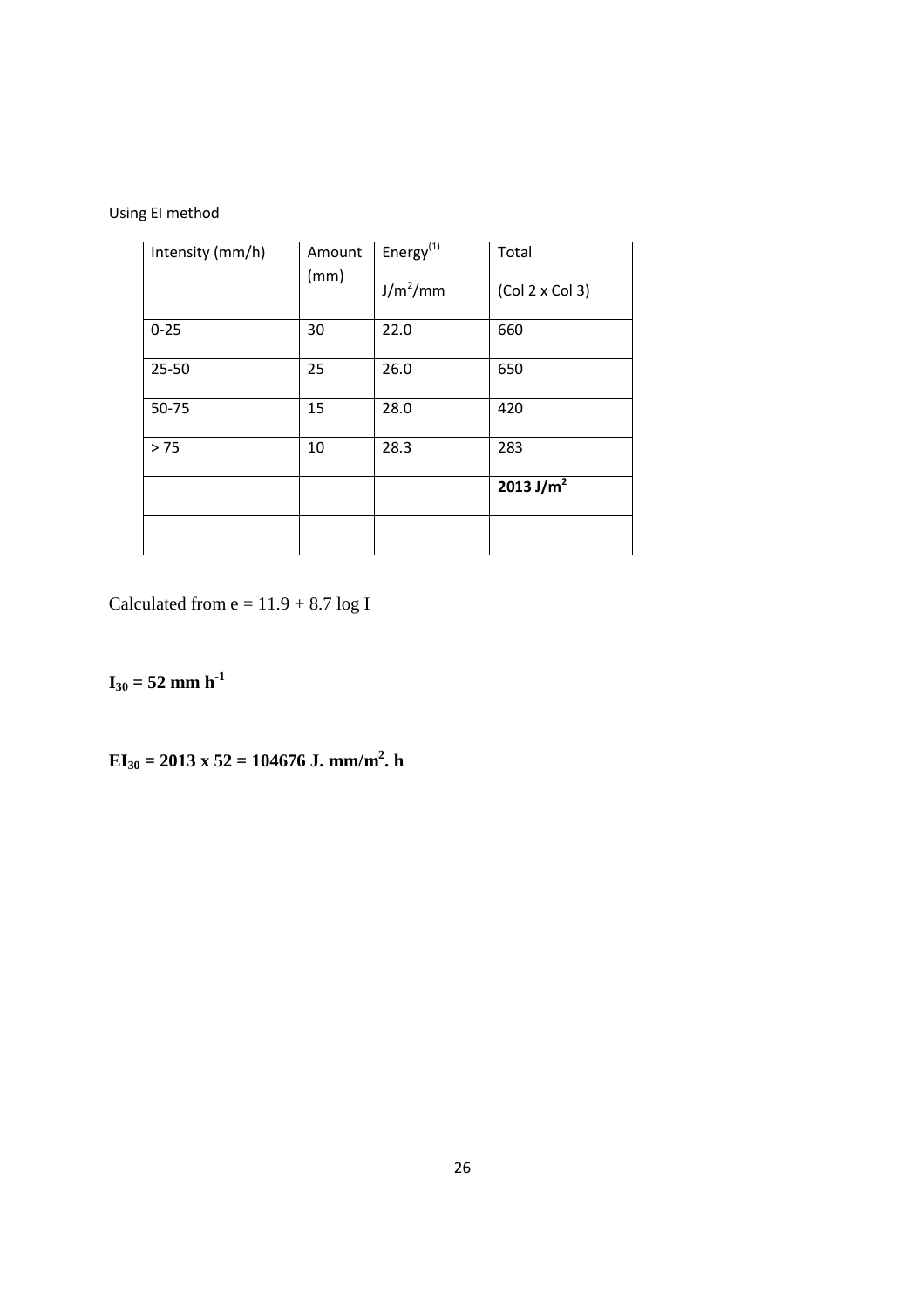Using EI method

| Intensity (mm/h) | Amount (mm) | Energy[1] $J/m^2/mm$ | Total (Col 2 x Col 3) |
|---|---|---|---|
| 0-25 | 30 | 22.0 | 660 |
| 25-50 | 25 | 26.0 | 650 |
| 50-75 | 15 | 28.0 | 420 |
| > 75 | 10 | 28.3 | 283 |
| | | | **2013 $J/m^2$** |
| | | | |

Calculated from $e = 11.9 + 8.7 \log I$

$$\mathbf{I_{30} = 52 \text{ mm h}^{-1}}$$

$$\mathbf{EI_{30} = 2013 \times 52 = 104676 \text{ J. mm/m}^2\text{. h}}$$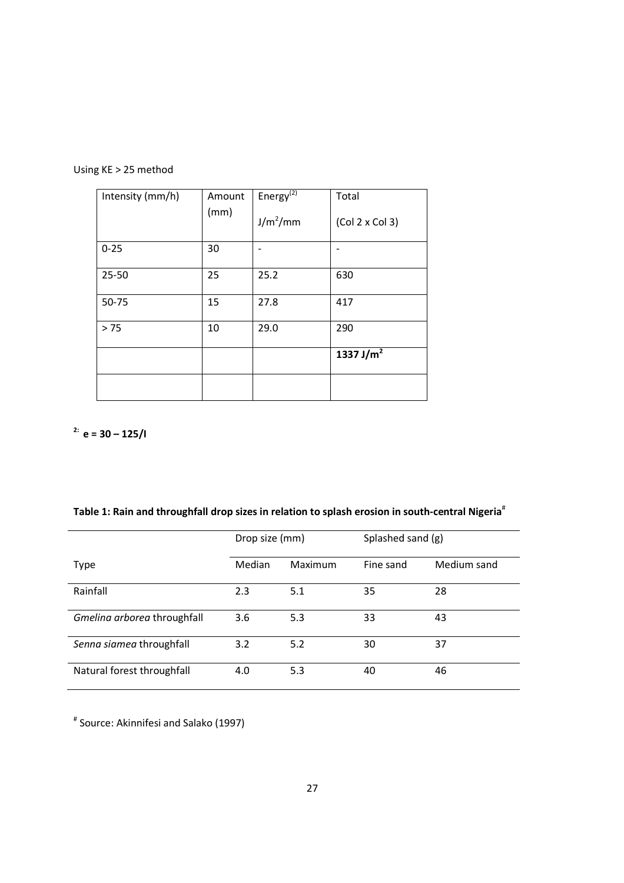Using KE > 25 method

| Intensity (mm/h) | Amount (mm) | Energy[(2)] $J/m^2/mm$ | Total (Col 2 x Col 3) |
|---|---|---|---|
| 0-25 | 30 | - | - |
| 25-50 | 25 | 25.2 | 630 |
| 50-75 | 15 | 27.8 | 417 |
| > 75 | 10 | 29.0 | 290 |
| | | | **1337 $J/m^2$** |
| | | | |

[2]: **$e = 30 - 125/I$**

**Table 1: Rain and throughfall drop sizes in relation to splash erosion in south-central Nigeria**[#]

| | Drop size (mm) | | Splashed sand (g) | |
|---|---|---|---|---|
| Type | Median | Maximum | Fine sand | Medium sand |
| Rainfall | 2.3 | 5.1 | 35 | 28 |
| *Gmelina arborea* throughfall | 3.6 | 5.3 | 33 | 43 |
| *Senna siamea* throughfall | 3.2 | 5.2 | 30 | 37 |
| Natural forest throughfall | 4.0 | 5.3 | 40 | 46 |

[#] Source: Akinnifesi and Salako (1997)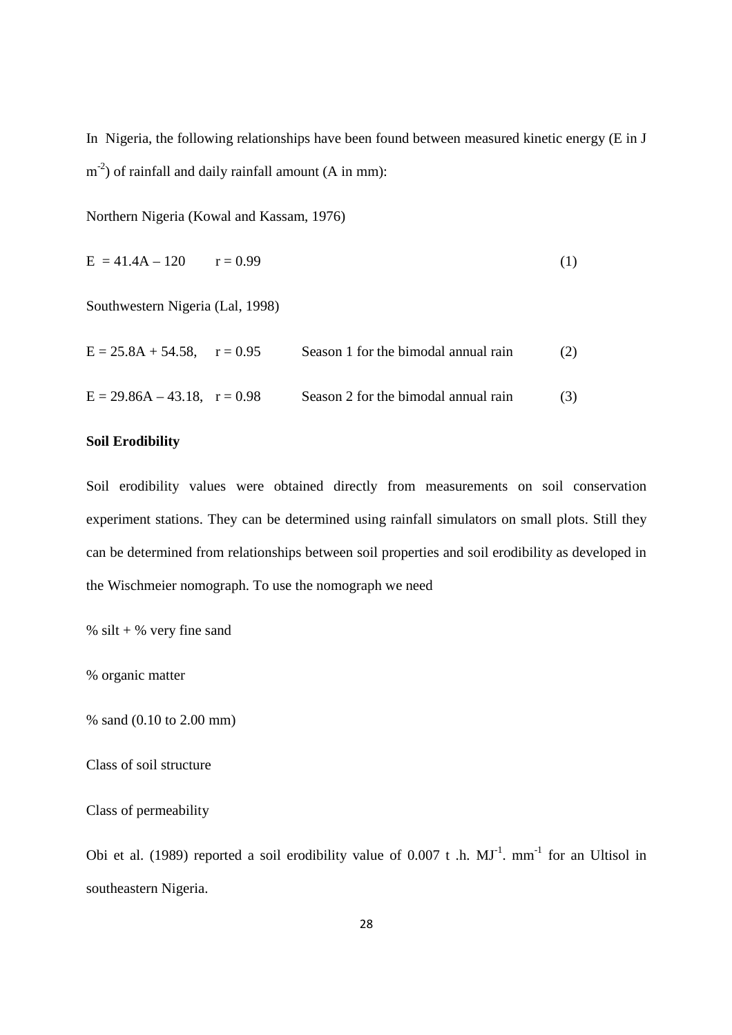In Nigeria, the following relationships have been found between measured kinetic energy (E in J $m^{-2}$) of rainfall and daily rainfall amount (A in mm):

Northern Nigeria (Kowal and Kassam, 1976)

$$E = 41.4A - 120 \qquad r = 0.99 \qquad (1)$$

Southwestern Nigeria (Lal, 1998)

$$E = 25.8A + 54.58, \quad r = 0.95 \qquad \text{Season 1 for the bimodal annual rain} \qquad (2)$$

$$E = 29.86A - 43.18, \quad r = 0.98 \qquad \text{Season 2 for the bimodal annual rain} \qquad (3)$$

**Soil Erodibility**

Soil erodibility values were obtained directly from measurements on soil conservation experiment stations. They can be determined using rainfall simulators on small plots. Still they can be determined from relationships between soil properties and soil erodibility as developed in the Wischmeier nomograph. To use the nomograph we need

% silt + % very fine sand

% organic matter

% sand (0.10 to 2.00 mm)

Class of soil structure

Class of permeability

Obi et al. (1989) reported a soil erodibility value of 0.007 t .h. $MJ^{-1}$. $mm^{-1}$ for an Ultisol in southeastern Nigeria.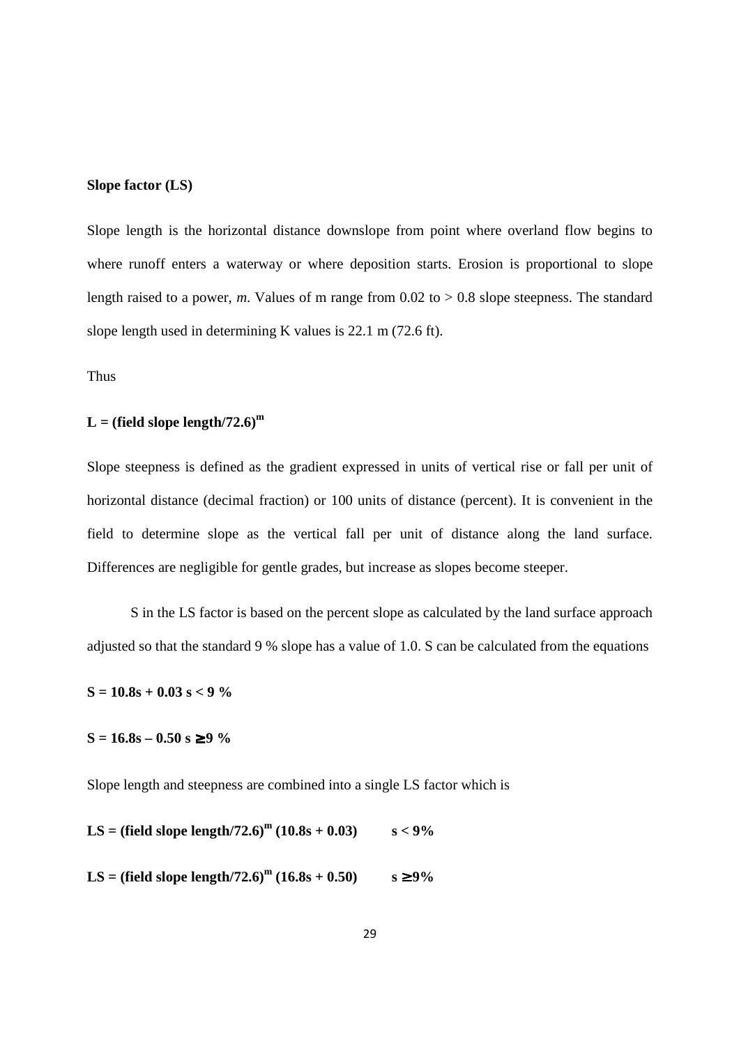**Slope factor (LS)**

Slope length is the horizontal distance downslope from point where overland flow begins to where runoff enters a waterway or where deposition starts. Erosion is proportional to slope length raised to a power, *m*. Values of m range from 0.02 to > 0.8 slope steepness. The standard slope length used in determining K values is 22.1 m (72.6 ft).

Thus

$$\mathbf{L = (field\ slope\ length/72.6)^{m}}$$

Slope steepness is defined as the gradient expressed in units of vertical rise or fall per unit of horizontal distance (decimal fraction) or 100 units of distance (percent). It is convenient in the field to determine slope as the vertical fall per unit of distance along the land surface. Differences are negligible for gentle grades, but increase as slopes become steeper.

S in the LS factor is based on the percent slope as calculated by the land surface approach adjusted so that the standard 9 % slope has a value of 1.0. S can be calculated from the equations

$$\mathbf{S = 10.8s + 0.03 \quad s < 9\ \%}$$

$$\mathbf{S = 16.8s - 0.50 \quad s \geq 9\ \%}$$

Slope length and steepness are combined into a single LS factor which is

$$\mathbf{LS = (field\ slope\ length/72.6)^{m}\ (10.8s + 0.03) \qquad s < 9\%}$$

$$\mathbf{LS = (field\ slope\ length/72.6)^{m}\ (16.8s + 0.50) \qquad s \geq 9\%}$$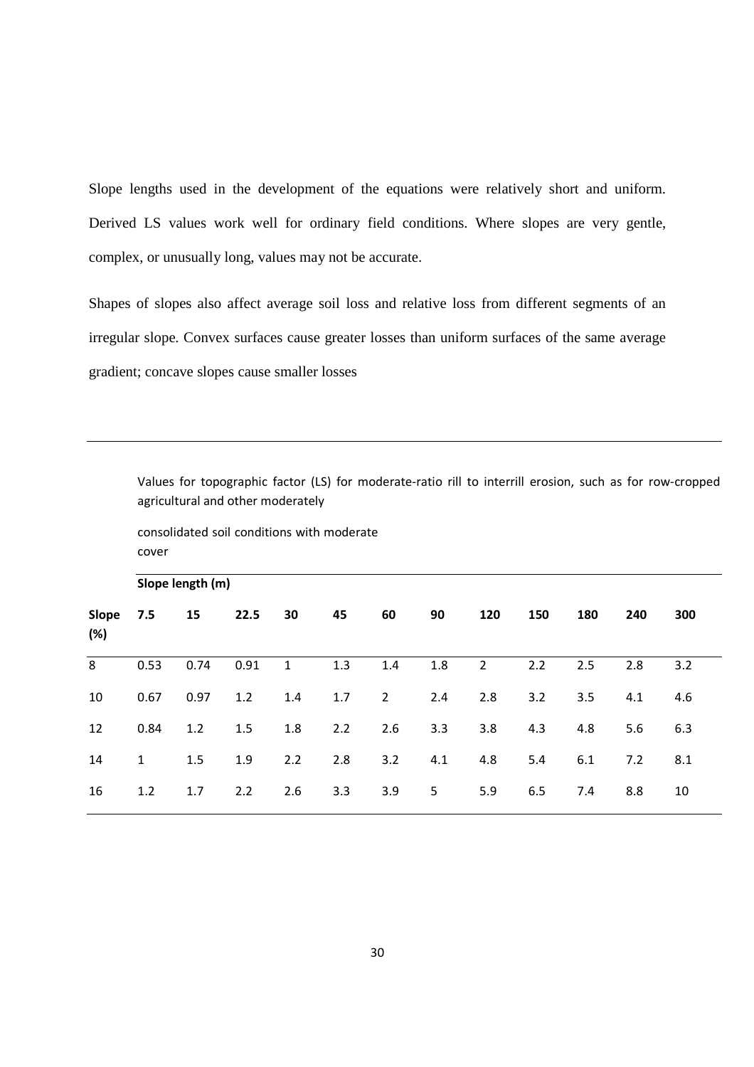Slope lengths used in the development of the equations were relatively short and uniform. Derived LS values work well for ordinary field conditions. Where slopes are very gentle, complex, or unusually long, values may not be accurate.

Shapes of slopes also affect average soil loss and relative loss from different segments of an irregular slope. Convex surfaces cause greater losses than uniform surfaces of the same average gradient; concave slopes cause smaller losses

---

Values for topographic factor (LS) for moderate-ratio rill to interrill erosion, such as for row-cropped agricultural and other moderately

consolidated soil conditions with moderate cover

| | **Slope length (m)** | | | | | | | | | | | |
|---|---|---|---|---|---|---|---|---|---|---|---|---|
| **Slope (%)** | **7.5** | **15** | **22.5** | **30** | **45** | **60** | **90** | **120** | **150** | **180** | **240** | **300** |
| 8 | 0.53 | 0.74 | 0.91 | 1 | 1.3 | 1.4 | 1.8 | 2 | 2.2 | 2.5 | 2.8 | 3.2 |
| 10 | 0.67 | 0.97 | 1.2 | 1.4 | 1.7 | 2 | 2.4 | 2.8 | 3.2 | 3.5 | 4.1 | 4.6 |
| 12 | 0.84 | 1.2 | 1.5 | 1.8 | 2.2 | 2.6 | 3.3 | 3.8 | 4.3 | 4.8 | 5.6 | 6.3 |
| 14 | 1 | 1.5 | 1.9 | 2.2 | 2.8 | 3.2 | 4.1 | 4.8 | 5.4 | 6.1 | 7.2 | 8.1 |
| 16 | 1.2 | 1.7 | 2.2 | 2.6 | 3.3 | 3.9 | 5 | 5.9 | 6.5 | 7.4 | 8.8 | 10 |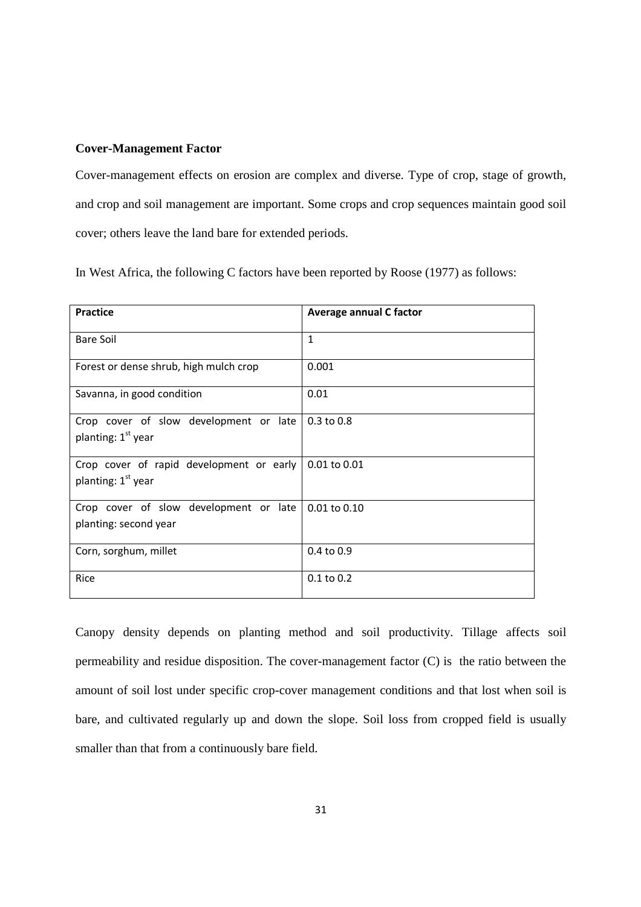**Cover-Management Factor**

Cover-management effects on erosion are complex and diverse. Type of crop, stage of growth, and crop and soil management are important. Some crops and crop sequences maintain good soil cover; others leave the land bare for extended periods.

In West Africa, the following C factors have been reported by Roose (1977) as follows:

| **Practice** | **Average annual C factor** |
|---|---|
| Bare Soil | 1 |
| Forest or dense shrub, high mulch crop | 0.001 |
| Savanna, in good condition | 0.01 |
| Crop cover of slow development or late planting: 1st year | 0.3 to 0.8 |
| Crop cover of rapid development or early planting: 1st year | 0.01 to 0.01 |
| Crop cover of slow development or late planting: second year | 0.01 to 0.10 |
| Corn, sorghum, millet | 0.4 to 0.9 |
| Rice | 0.1 to 0.2 |

Canopy density depends on planting method and soil productivity. Tillage affects soil permeability and residue disposition. The cover-management factor (C) is the ratio between the amount of soil lost under specific crop-cover management conditions and that lost when soil is bare, and cultivated regularly up and down the slope. Soil loss from cropped field is usually smaller than that from a continuously bare field.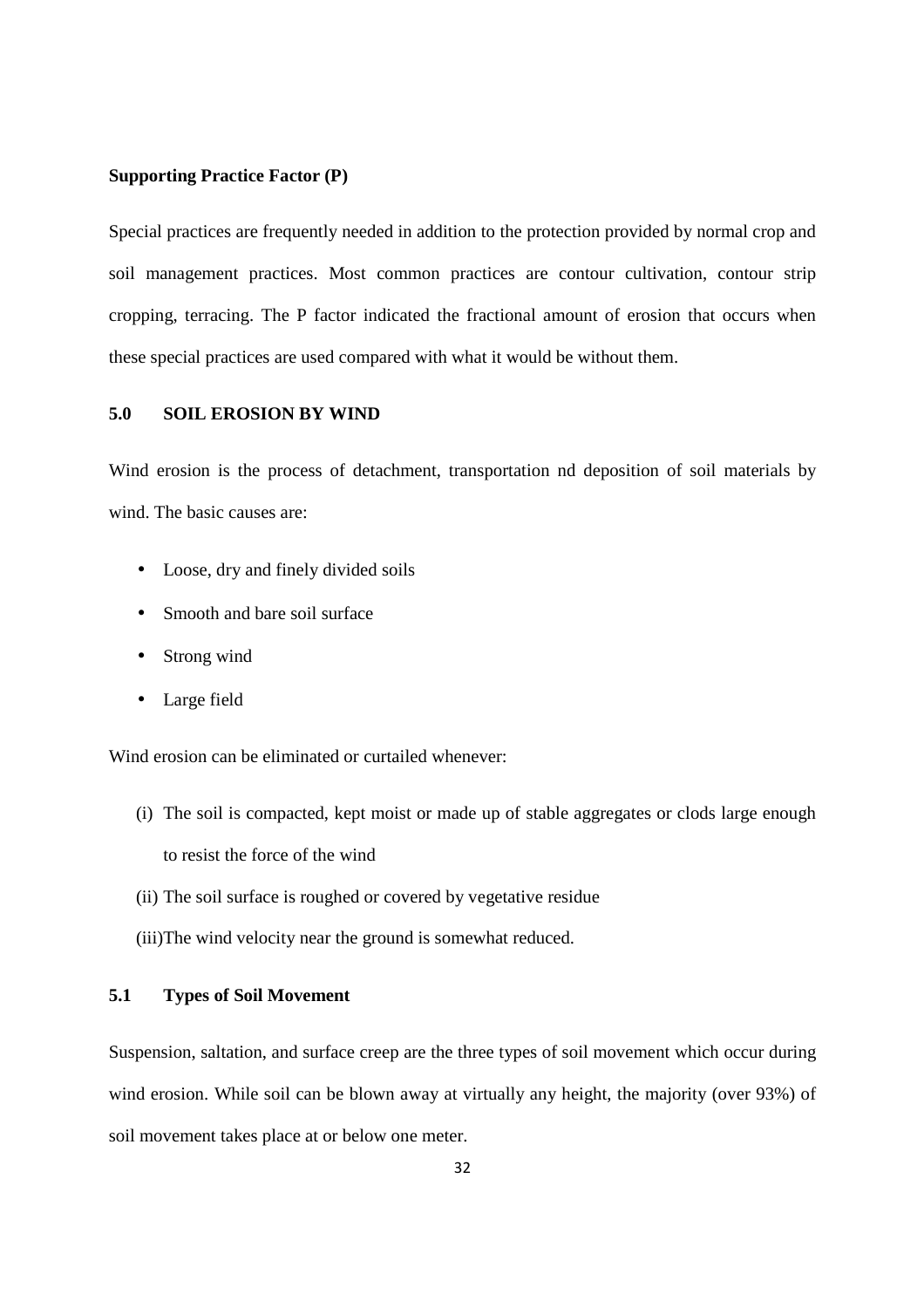**Supporting Practice Factor (P)**

Special practices are frequently needed in addition to the protection provided by normal crop and soil management practices. Most common practices are contour cultivation, contour strip cropping, terracing. The P factor indicated the fractional amount of erosion that occurs when these special practices are used compared with what it would be without them.

## 5.0 SOIL EROSION BY WIND

Wind erosion is the process of detachment, transportation nd deposition of soil materials by wind. The basic causes are:

- Loose, dry and finely divided soils
- Smooth and bare soil surface
- Strong wind
- Large field

Wind erosion can be eliminated or curtailed whenever:

(i) The soil is compacted, kept moist or made up of stable aggregates or clods large enough to resist the force of the wind

(ii) The soil surface is roughed or covered by vegetative residue

(iii)The wind velocity near the ground is somewhat reduced.

### 5.1 Types of Soil Movement

Suspension, saltation, and surface creep are the three types of soil movement which occur during wind erosion. While soil can be blown away at virtually any height, the majority (over 93%) of soil movement takes place at or below one meter.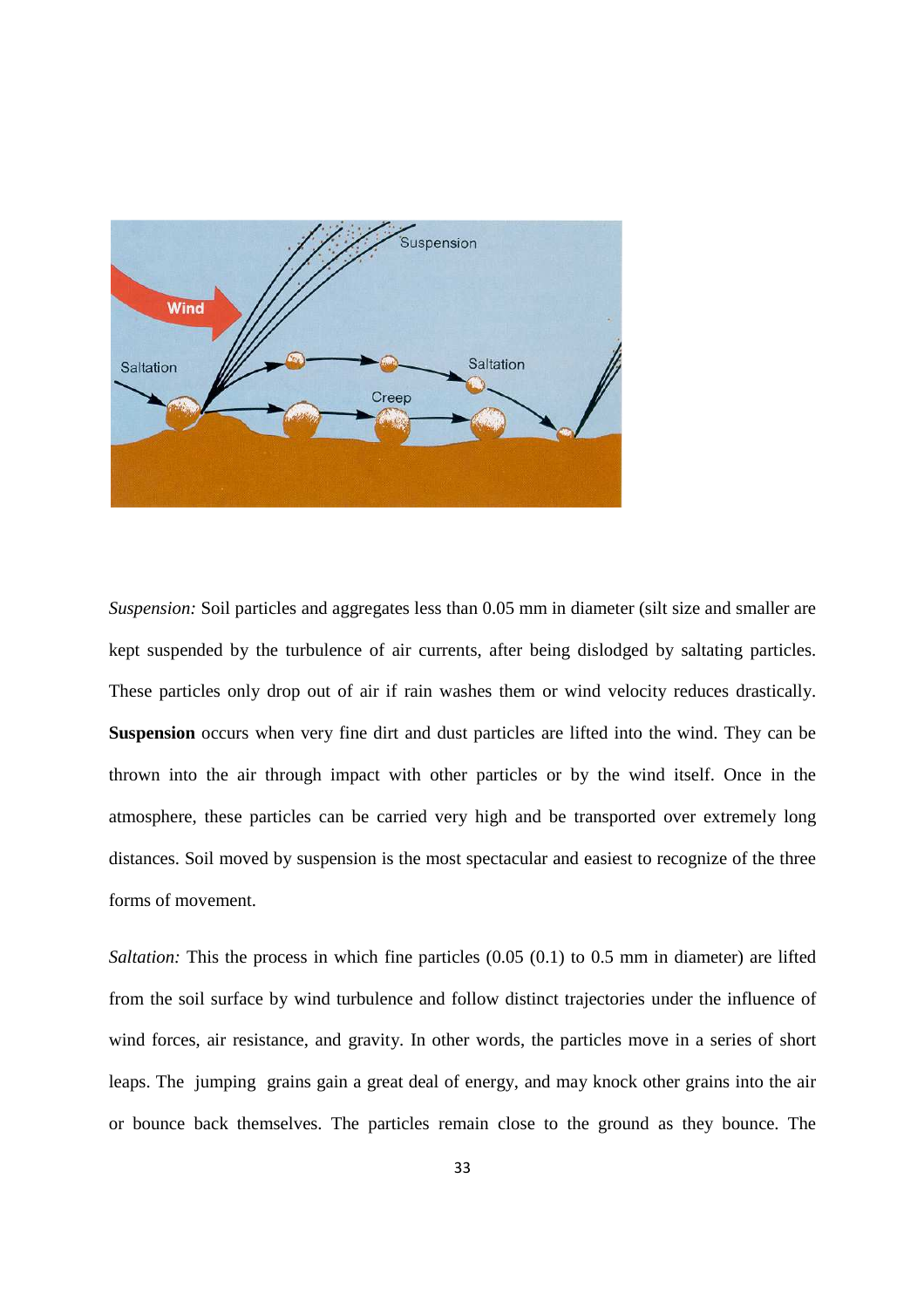*Suspension:* Soil particles and aggregates less than 0.05 mm in diameter (silt size and smaller are kept suspended by the turbulence of air currents, after being dislodged by saltating particles. These particles only drop out of air if rain washes them or wind velocity reduces drastically. **Suspension** occurs when very fine dirt and dust particles are lifted into the wind. They can be thrown into the air through impact with other particles or by the wind itself. Once in the atmosphere, these particles can be carried very high and be transported over extremely long distances. Soil moved by suspension is the most spectacular and easiest to recognize of the three forms of movement.

*Saltation:* This the process in which fine particles (0.05 (0.1) to 0.5 mm in diameter) are lifted from the soil surface by wind turbulence and follow distinct trajectories under the influence of wind forces, air resistance, and gravity. In other words, the particles move in a series of short leaps. The jumping grains gain a great deal of energy, and may knock other grains into the air or bounce back themselves. The particles remain close to the ground as they bounce. The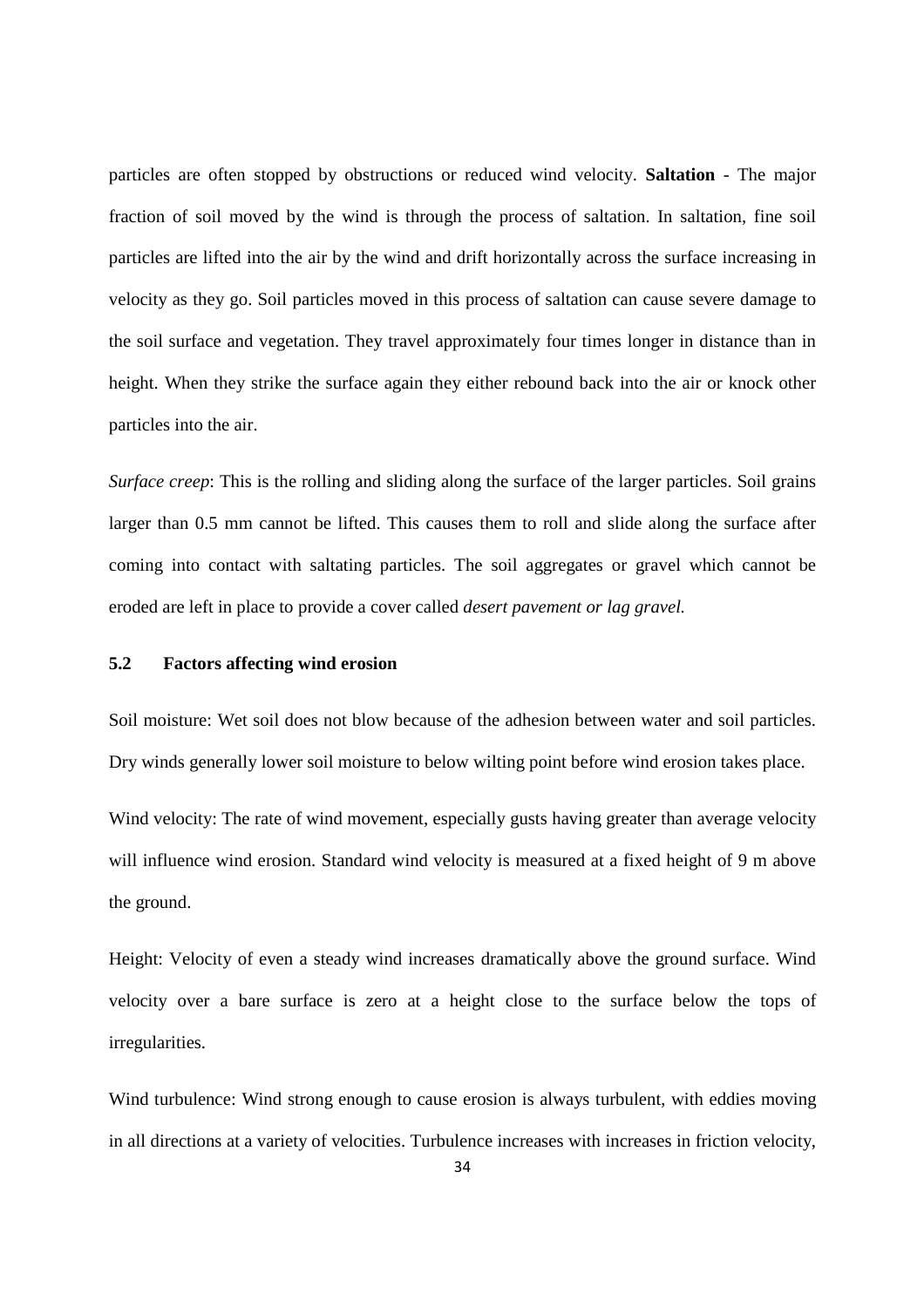particles are often stopped by obstructions or reduced wind velocity. **Saltation** - The major fraction of soil moved by the wind is through the process of saltation. In saltation, fine soil particles are lifted into the air by the wind and drift horizontally across the surface increasing in velocity as they go. Soil particles moved in this process of saltation can cause severe damage to the soil surface and vegetation. They travel approximately four times longer in distance than in height. When they strike the surface again they either rebound back into the air or knock other particles into the air.

*Surface creep*: This is the rolling and sliding along the surface of the larger particles. Soil grains larger than 0.5 mm cannot be lifted. This causes them to roll and slide along the surface after coming into contact with saltating particles. The soil aggregates or gravel which cannot be eroded are left in place to provide a cover called *desert pavement or lag gravel.*

### 5.2 Factors affecting wind erosion

Soil moisture: Wet soil does not blow because of the adhesion between water and soil particles. Dry winds generally lower soil moisture to below wilting point before wind erosion takes place.

Wind velocity: The rate of wind movement, especially gusts having greater than average velocity will influence wind erosion. Standard wind velocity is measured at a fixed height of 9 m above the ground.

Height: Velocity of even a steady wind increases dramatically above the ground surface. Wind velocity over a bare surface is zero at a height close to the surface below the tops of irregularities.

Wind turbulence: Wind strong enough to cause erosion is always turbulent, with eddies moving in all directions at a variety of velocities. Turbulence increases with increases in friction velocity,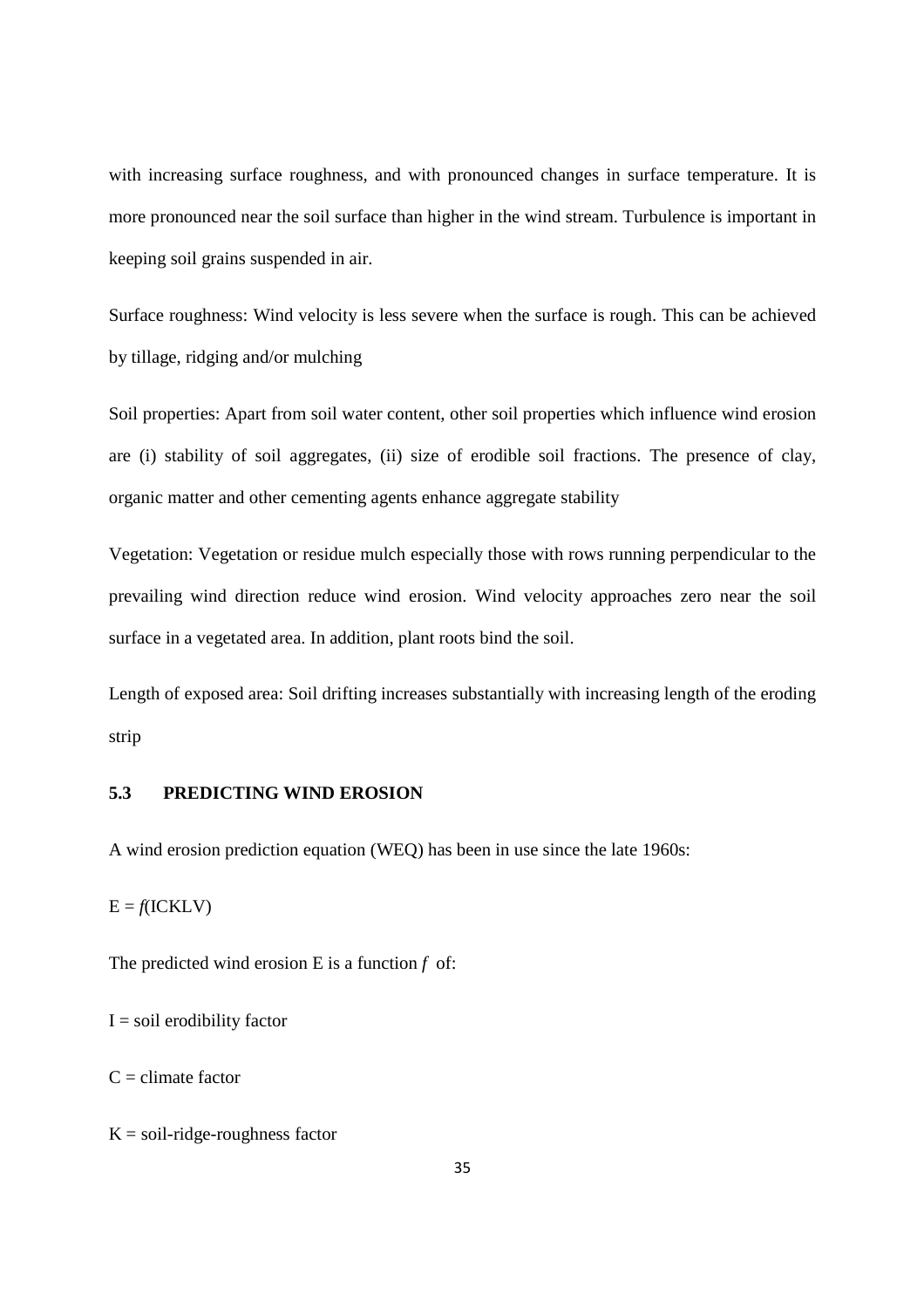with increasing surface roughness, and with pronounced changes in surface temperature. It is more pronounced near the soil surface than higher in the wind stream. Turbulence is important in keeping soil grains suspended in air.

Surface roughness: Wind velocity is less severe when the surface is rough. This can be achieved by tillage, ridging and/or mulching

Soil properties: Apart from soil water content, other soil properties which influence wind erosion are (i) stability of soil aggregates, (ii) size of erodible soil fractions. The presence of clay, organic matter and other cementing agents enhance aggregate stability

Vegetation: Vegetation or residue mulch especially those with rows running perpendicular to the prevailing wind direction reduce wind erosion. Wind velocity approaches zero near the soil surface in a vegetated area. In addition, plant roots bind the soil.

Length of exposed area: Soil drifting increases substantially with increasing length of the eroding strip

## 5.3 PREDICTING WIND EROSION

A wind erosion prediction equation (WEQ) has been in use since the late 1960s:

$E = f(ICKLV)$

The predicted wind erosion E is a function $f$ of:

I = soil erodibility factor

C = climate factor

K = soil-ridge-roughness factor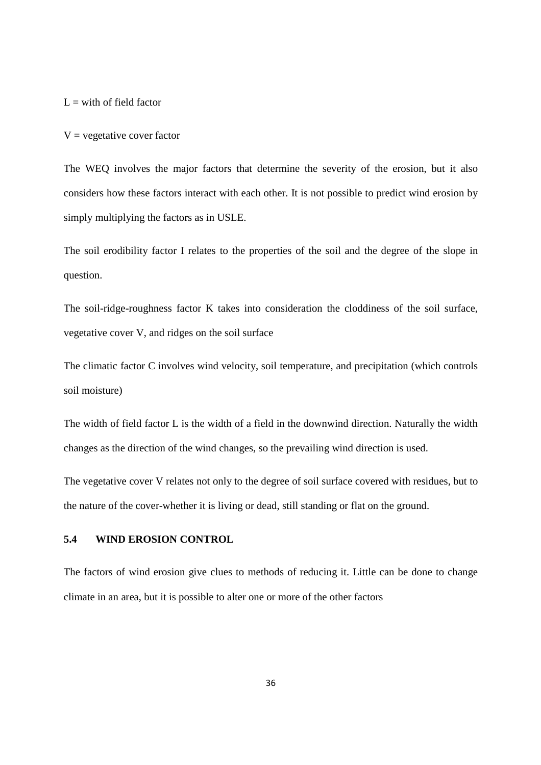L = with of field factor

V = vegetative cover factor

The WEQ involves the major factors that determine the severity of the erosion, but it also considers how these factors interact with each other. It is not possible to predict wind erosion by simply multiplying the factors as in USLE.

The soil erodibility factor I relates to the properties of the soil and the degree of the slope in question.

The soil-ridge-roughness factor K takes into consideration the cloddiness of the soil surface, vegetative cover V, and ridges on the soil surface

The climatic factor C involves wind velocity, soil temperature, and precipitation (which controls soil moisture)

The width of field factor L is the width of a field in the downwind direction. Naturally the width changes as the direction of the wind changes, so the prevailing wind direction is used.

The vegetative cover V relates not only to the degree of soil surface covered with residues, but to the nature of the cover-whether it is living or dead, still standing or flat on the ground.

### 5.4 WIND EROSION CONTROL

The factors of wind erosion give clues to methods of reducing it. Little can be done to change climate in an area, but it is possible to alter one or more of the other factors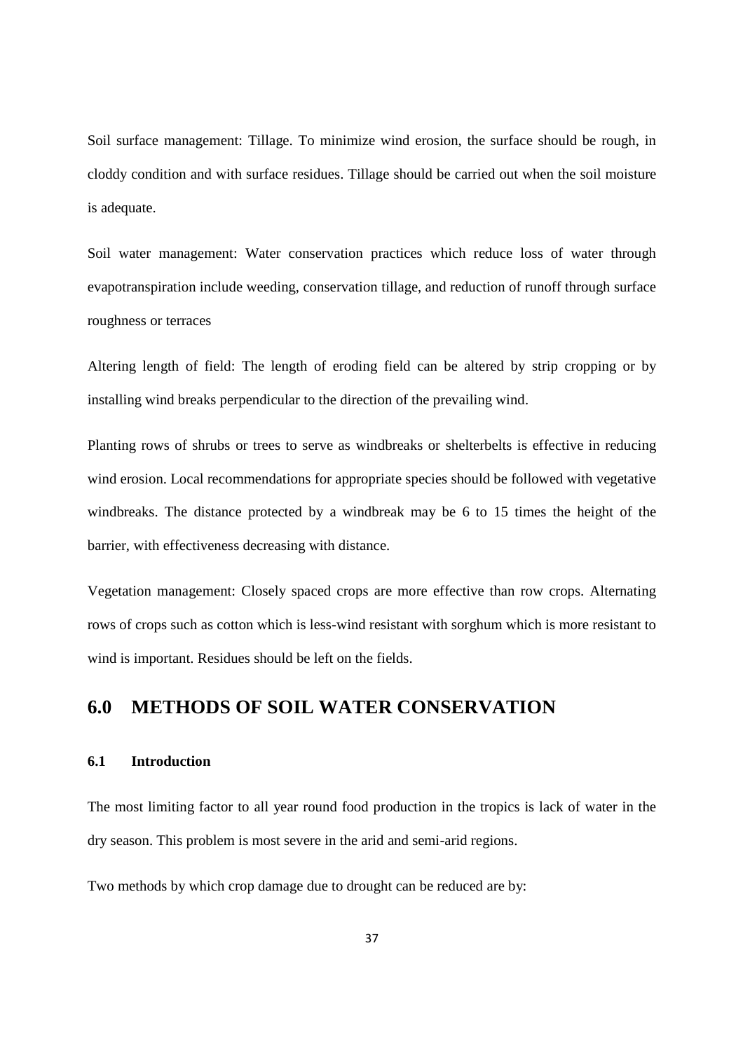Soil surface management: Tillage. To minimize wind erosion, the surface should be rough, in cloddy condition and with surface residues. Tillage should be carried out when the soil moisture is adequate.

Soil water management: Water conservation practices which reduce loss of water through evapotranspiration include weeding, conservation tillage, and reduction of runoff through surface roughness or terraces

Altering length of field: The length of eroding field can be altered by strip cropping or by installing wind breaks perpendicular to the direction of the prevailing wind.

Planting rows of shrubs or trees to serve as windbreaks or shelterbelts is effective in reducing wind erosion. Local recommendations for appropriate species should be followed with vegetative windbreaks. The distance protected by a windbreak may be 6 to 15 times the height of the barrier, with effectiveness decreasing with distance.

Vegetation management: Closely spaced crops are more effective than row crops. Alternating rows of crops such as cotton which is less-wind resistant with sorghum which is more resistant to wind is important. Residues should be left on the fields.

# 6.0 METHODS OF SOIL WATER CONSERVATION

## 6.1 Introduction

The most limiting factor to all year round food production in the tropics is lack of water in the dry season. This problem is most severe in the arid and semi-arid regions.

Two methods by which crop damage due to drought can be reduced are by: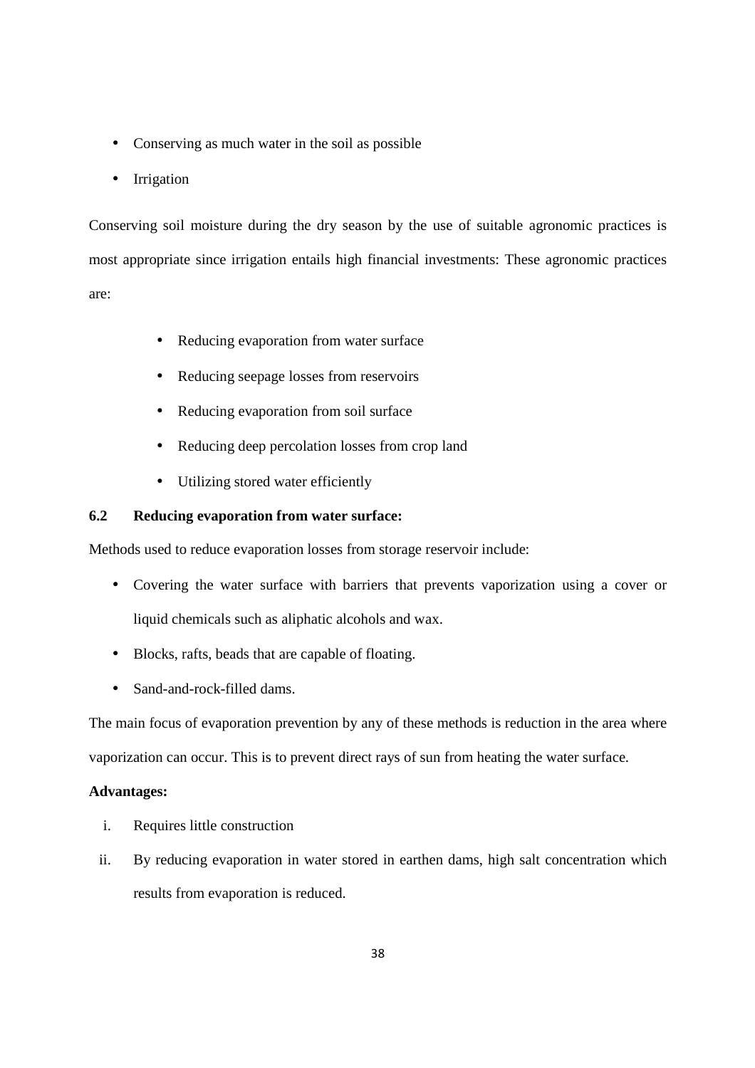- Conserving as much water in the soil as possible
- Irrigation

Conserving soil moisture during the dry season by the use of suitable agronomic practices is most appropriate since irrigation entails high financial investments: These agronomic practices are:

- Reducing evaporation from water surface
- Reducing seepage losses from reservoirs
- Reducing evaporation from soil surface
- Reducing deep percolation losses from crop land
- Utilizing stored water efficiently

## 6.2 Reducing evaporation from water surface:

Methods used to reduce evaporation losses from storage reservoir include:

- Covering the water surface with barriers that prevents vaporization using a cover or liquid chemicals such as aliphatic alcohols and wax.
- Blocks, rafts, beads that are capable of floating.
- Sand-and-rock-filled dams.

The main focus of evaporation prevention by any of these methods is reduction in the area where vaporization can occur. This is to prevent direct rays of sun from heating the water surface.

**Advantages:**

i. Requires little construction

ii. By reducing evaporation in water stored in earthen dams, high salt concentration which results from evaporation is reduced.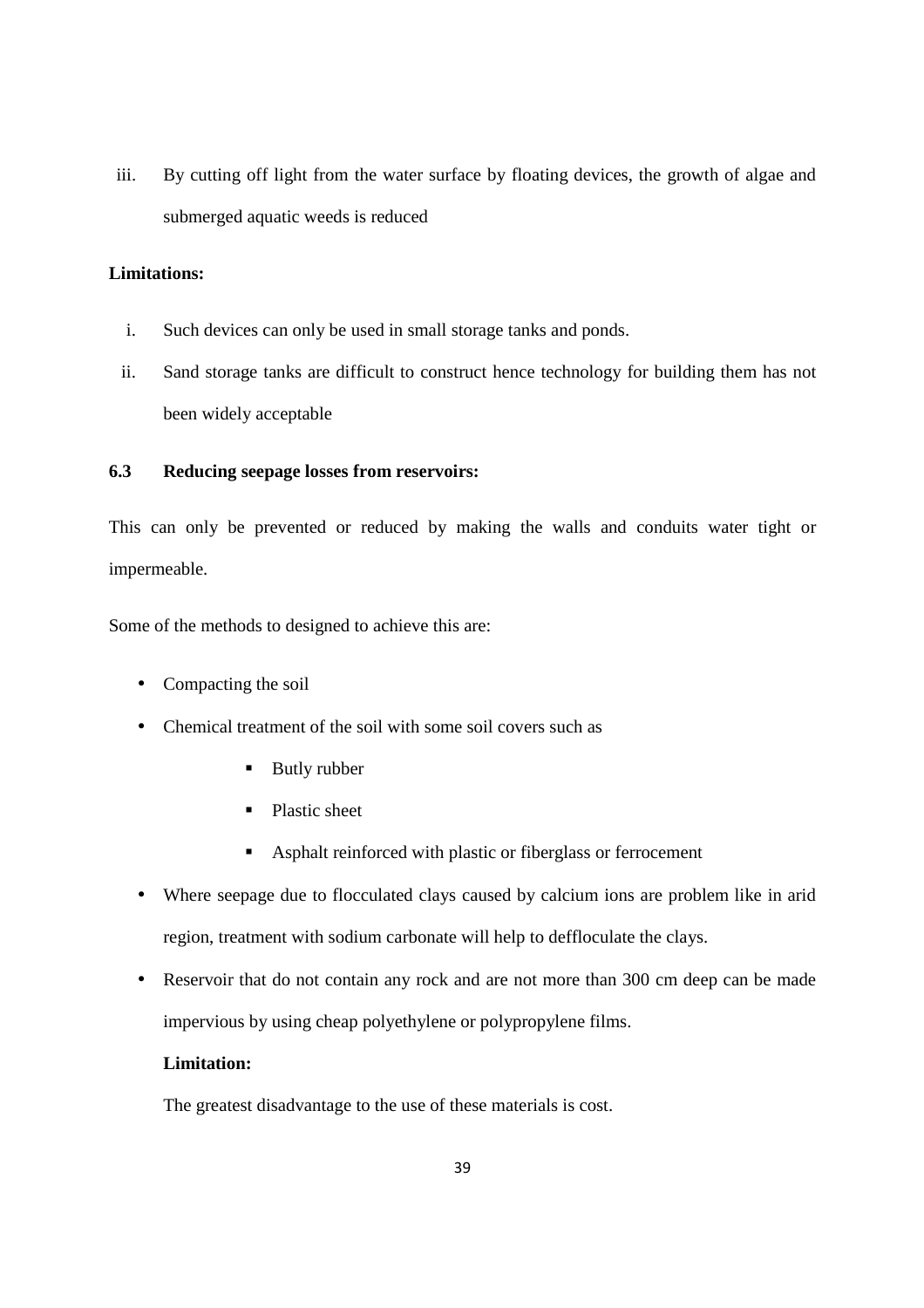iii. By cutting off light from the water surface by floating devices, the growth of algae and submerged aquatic weeds is reduced

**Limitations:**

i. Such devices can only be used in small storage tanks and ponds.

ii. Sand storage tanks are difficult to construct hence technology for building them has not been widely acceptable

### 6.3 Reducing seepage losses from reservoirs:

This can only be prevented or reduced by making the walls and conduits water tight or impermeable.

Some of the methods to designed to achieve this are:

- Compacting the soil
- Chemical treatment of the soil with some soil covers such as
  - Butly rubber
  - Plastic sheet
  - Asphalt reinforced with plastic or fiberglass or ferrocement
- Where seepage due to flocculated clays caused by calcium ions are problem like in arid region, treatment with sodium carbonate will help to deffloculate the clays.
- Reservoir that do not contain any rock and are not more than 300 cm deep can be made impervious by using cheap polyethylene or polypropylene films.

  **Limitation:**

  The greatest disadvantage to the use of these materials is cost.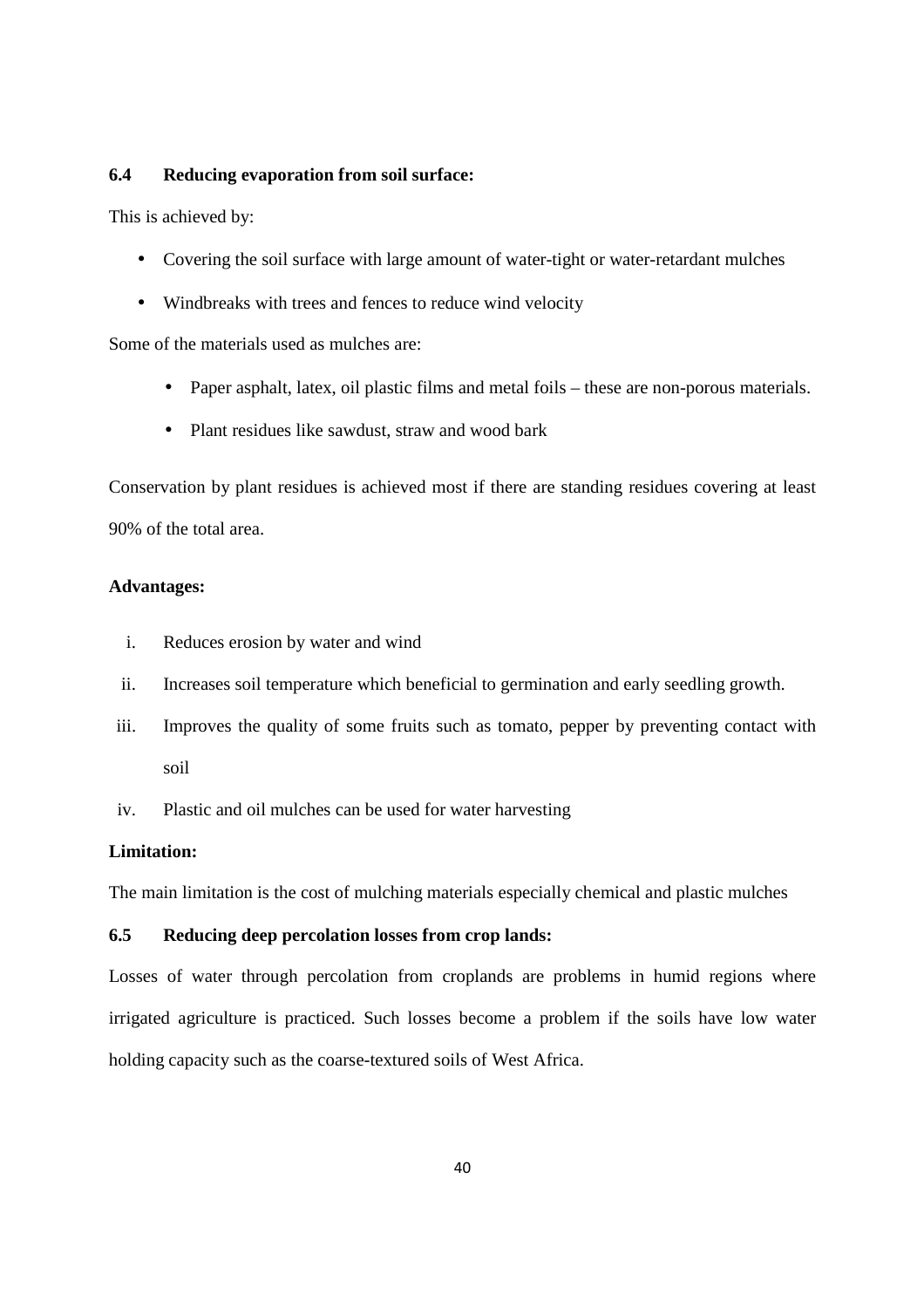### 6.4 Reducing evaporation from soil surface:

This is achieved by:

- Covering the soil surface with large amount of water-tight or water-retardant mulches
- Windbreaks with trees and fences to reduce wind velocity

Some of the materials used as mulches are:

- Paper asphalt, latex, oil plastic films and metal foils – these are non-porous materials.
- Plant residues like sawdust, straw and wood bark

Conservation by plant residues is achieved most if there are standing residues covering at least 90% of the total area.

**Advantages:**

i. Reduces erosion by water and wind
ii. Increases soil temperature which beneficial to germination and early seedling growth.
iii. Improves the quality of some fruits such as tomato, pepper by preventing contact with soil
iv. Plastic and oil mulches can be used for water harvesting

**Limitation:**

The main limitation is the cost of mulching materials especially chemical and plastic mulches

### 6.5 Reducing deep percolation losses from crop lands:

Losses of water through percolation from croplands are problems in humid regions where irrigated agriculture is practiced. Such losses become a problem if the soils have low water holding capacity such as the coarse-textured soils of West Africa.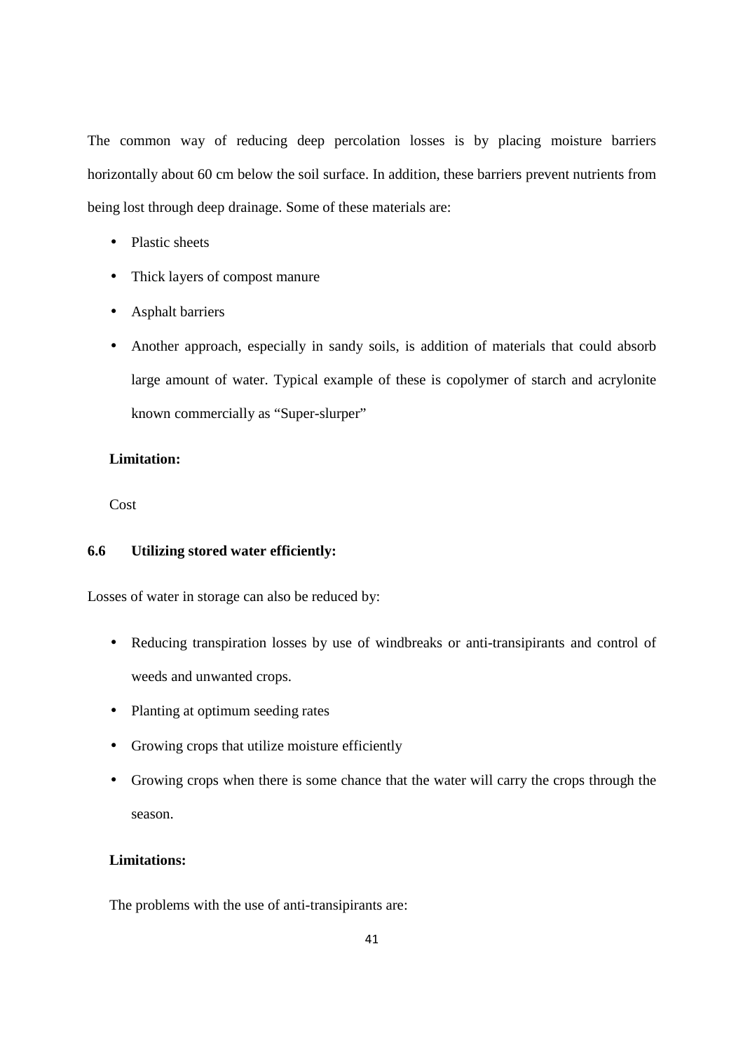The common way of reducing deep percolation losses is by placing moisture barriers horizontally about 60 cm below the soil surface. In addition, these barriers prevent nutrients from being lost through deep drainage. Some of these materials are:

- Plastic sheets
- Thick layers of compost manure
- Asphalt barriers
- Another approach, especially in sandy soils, is addition of materials that could absorb large amount of water. Typical example of these is copolymer of starch and acrylonite known commercially as "Super-slurper"

**Limitation:**

Cost

### 6.6 Utilizing stored water efficiently:

Losses of water in storage can also be reduced by:

- Reducing transpiration losses by use of windbreaks or anti-transipirants and control of weeds and unwanted crops.
- Planting at optimum seeding rates
- Growing crops that utilize moisture efficiently
- Growing crops when there is some chance that the water will carry the crops through the season.

**Limitations:**

The problems with the use of anti-transipirants are: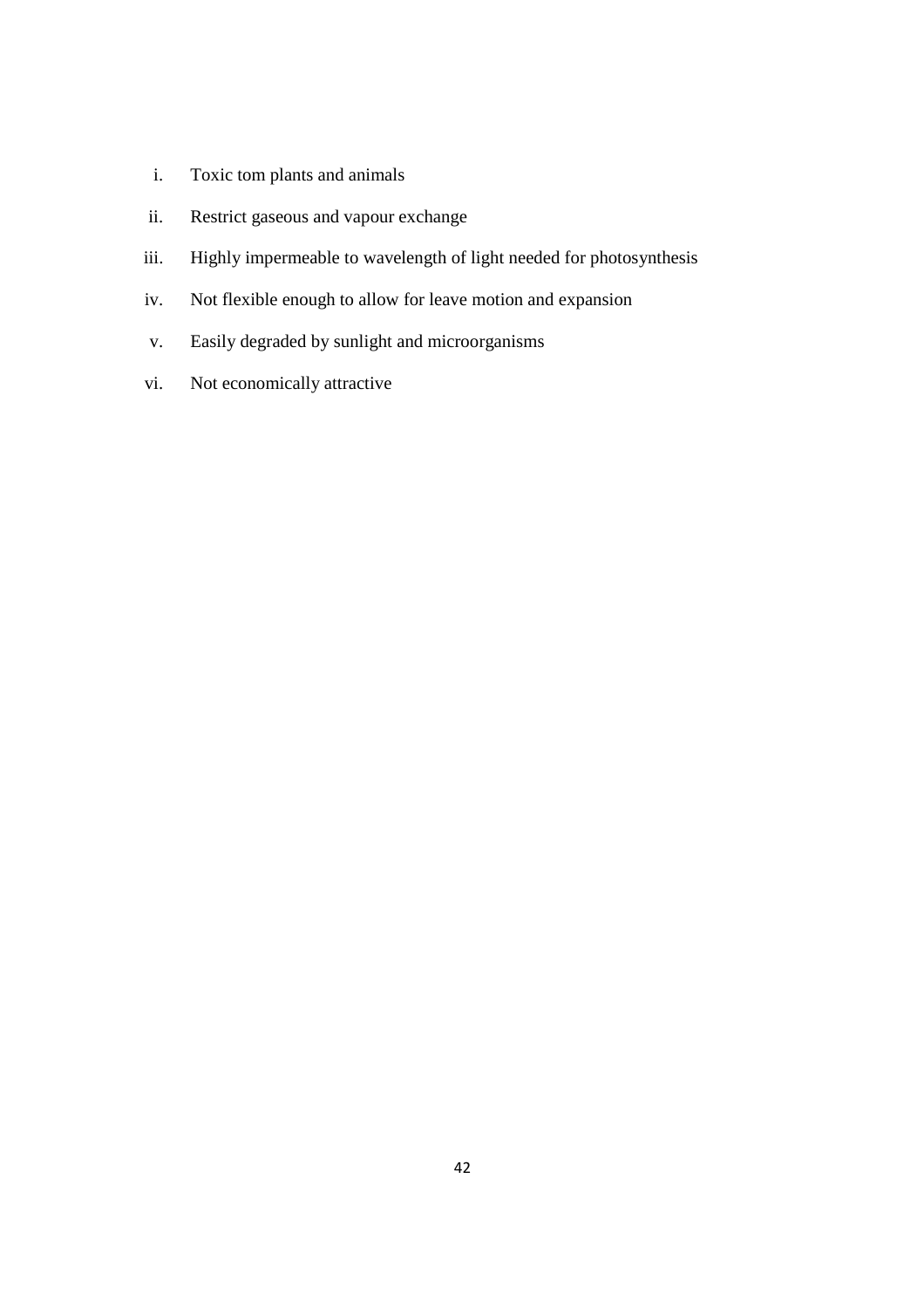i. Toxic tom plants and animals
ii. Restrict gaseous and vapour exchange
iii. Highly impermeable to wavelength of light needed for photosynthesis
iv. Not flexible enough to allow for leave motion and expansion
v. Easily degraded by sunlight and microorganisms
vi. Not economically attractive